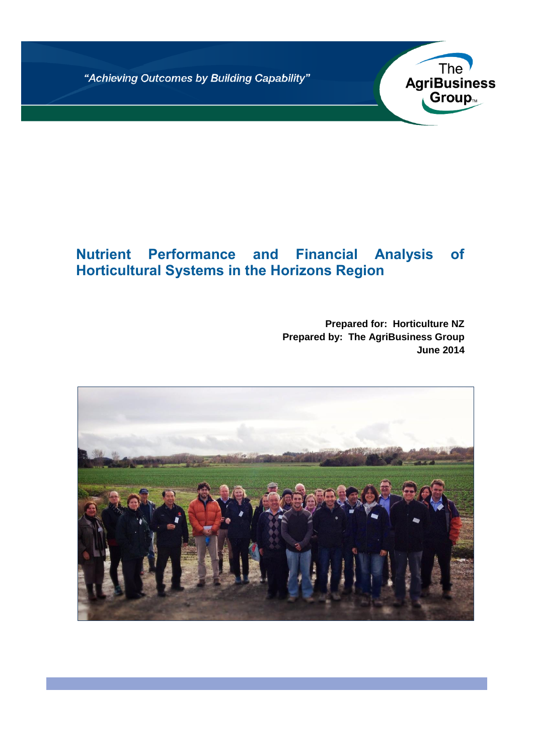*"Achieving Outcomes by Building Capability"*

The AgriBusiness Group

# Nutrient Performance and Financial Analysis of Horticultural Systems in the Horizons Region

**Prepared for: Horticulture NZ**
**Prepared by: The AgriBusiness Group**
**June 2014**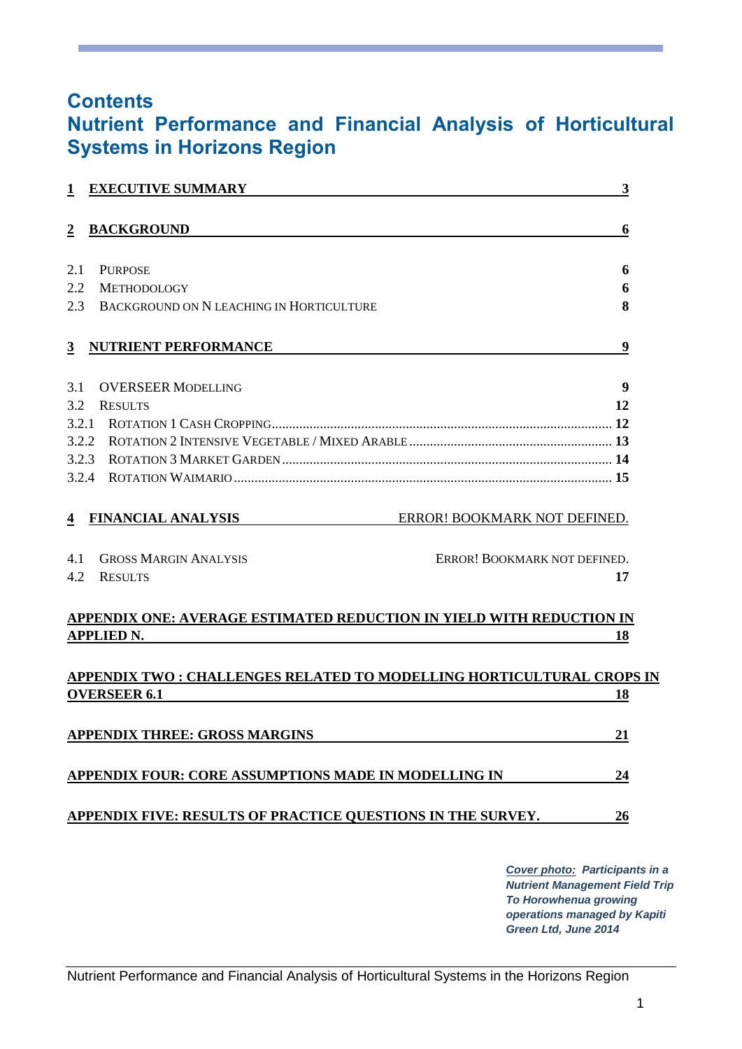# Contents

# Nutrient Performance and Financial Analysis of Horticultural Systems in Horizons Region

**1 EXECUTIVE SUMMARY** ..... **3**

**2 BACKGROUND** ..... **6**

2.1 PURPOSE ..... **6**
2.2 METHODOLOGY ..... **6**
2.3 BACKGROUND ON N LEACHING IN HORTICULTURE ..... **8**

**3 NUTRIENT PERFORMANCE** ..... **9**

3.1 OVERSEER MODELLING ..... **9**
3.2 RESULTS ..... **12**
3.2.1 ROTATION 1 CASH CROPPING ..... **12**
3.2.2 ROTATION 2 INTENSIVE VEGETABLE / MIXED ARABLE ..... **13**
3.2.3 ROTATION 3 MARKET GARDEN ..... **14**
3.2.4 ROTATION WAIMARIO ..... **15**

**4 FINANCIAL ANALYSIS** ..... ERROR! BOOKMARK NOT DEFINED.

4.1 GROSS MARGIN ANALYSIS ..... ERROR! BOOKMARK NOT DEFINED.
4.2 RESULTS ..... **17**

**APPENDIX ONE: AVERAGE ESTIMATED REDUCTION IN YIELD WITH REDUCTION IN APPLIED N.** ..... **18**

**APPENDIX TWO : CHALLENGES RELATED TO MODELLING HORTICULTURAL CROPS IN OVERSEER 6.1** ..... **18**

**APPENDIX THREE: GROSS MARGINS** ..... **21**

**APPENDIX FOUR: CORE ASSUMPTIONS MADE IN MODELLING IN** ..... **24**

**APPENDIX FIVE: RESULTS OF PRACTICE QUESTIONS IN THE SURVEY.** ..... **26**

***Cover photo:* *Participants in a Nutrient Management Field Trip To Horowhenua growing operations managed by Kapiti Green Ltd, June 2014***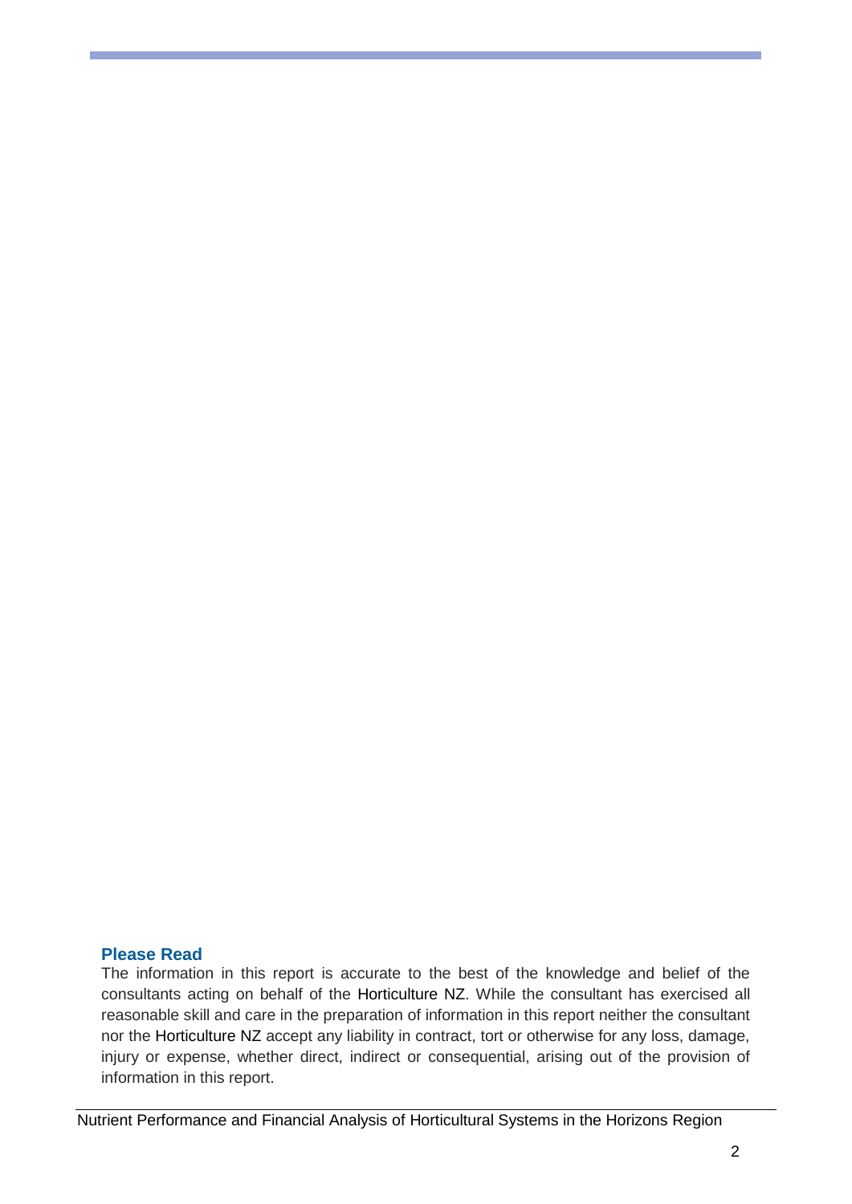### Please Read

The information in this report is accurate to the best of the knowledge and belief of the consultants acting on behalf of the Horticulture NZ. While the consultant has exercised all reasonable skill and care in the preparation of information in this report neither the consultant nor the Horticulture NZ accept any liability in contract, tort or otherwise for any loss, damage, injury or expense, whether direct, indirect or consequential, arising out of the provision of information in this report.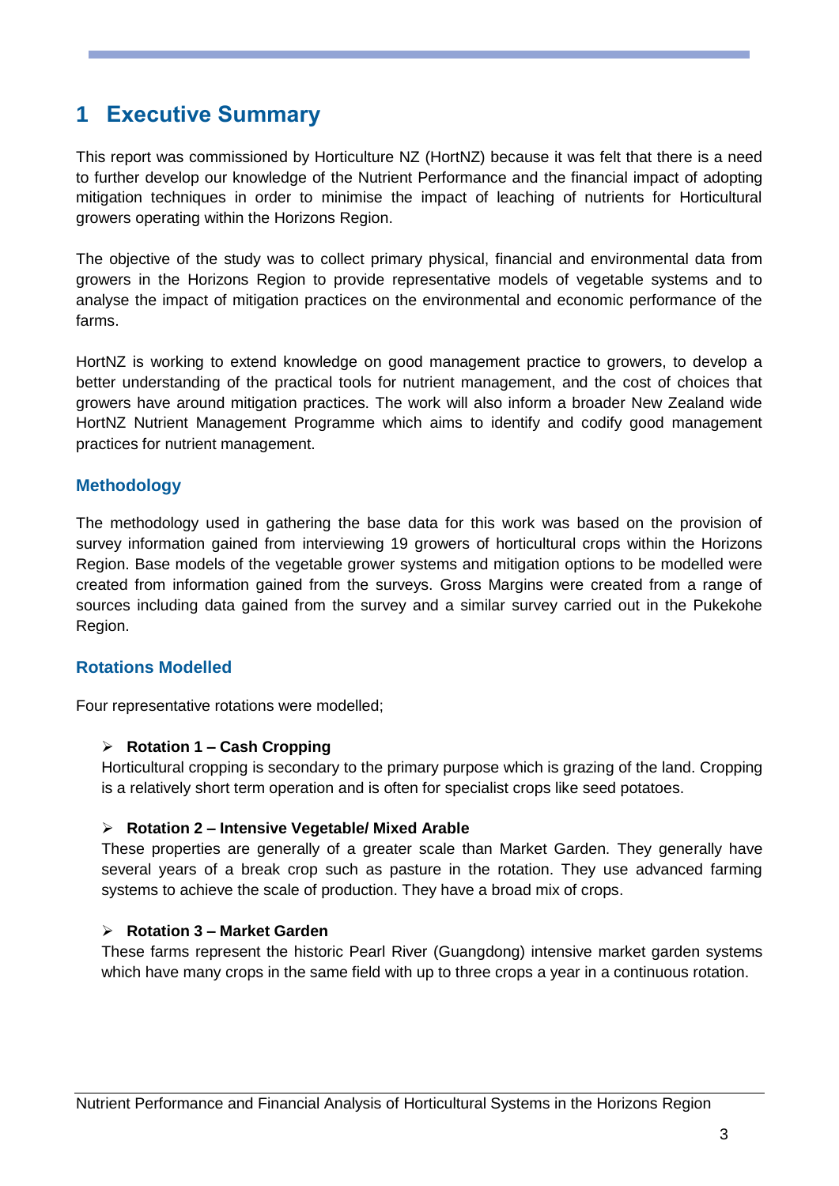# 1 Executive Summary

This report was commissioned by Horticulture NZ (HortNZ) because it was felt that there is a need to further develop our knowledge of the Nutrient Performance and the financial impact of adopting mitigation techniques in order to minimise the impact of leaching of nutrients for Horticultural growers operating within the Horizons Region.

The objective of the study was to collect primary physical, financial and environmental data from growers in the Horizons Region to provide representative models of vegetable systems and to analyse the impact of mitigation practices on the environmental and economic performance of the farms.

HortNZ is working to extend knowledge on good management practice to growers, to develop a better understanding of the practical tools for nutrient management, and the cost of choices that growers have around mitigation practices. The work will also inform a broader New Zealand wide HortNZ Nutrient Management Programme which aims to identify and codify good management practices for nutrient management.

## Methodology

The methodology used in gathering the base data for this work was based on the provision of survey information gained from interviewing 19 growers of horticultural crops within the Horizons Region. Base models of the vegetable grower systems and mitigation options to be modelled were created from information gained from the surveys. Gross Margins were created from a range of sources including data gained from the survey and a similar survey carried out in the Pukekohe Region.

## Rotations Modelled

Four representative rotations were modelled;

- **Rotation 1 – Cash Cropping**
  Horticultural cropping is secondary to the primary purpose which is grazing of the land. Cropping is a relatively short term operation and is often for specialist crops like seed potatoes.

- **Rotation 2 – Intensive Vegetable/ Mixed Arable**
  These properties are generally of a greater scale than Market Garden. They generally have several years of a break crop such as pasture in the rotation. They use advanced farming systems to achieve the scale of production. They have a broad mix of crops.

- **Rotation 3 – Market Garden**
  These farms represent the historic Pearl River (Guangdong) intensive market garden systems which have many crops in the same field with up to three crops a year in a continuous rotation.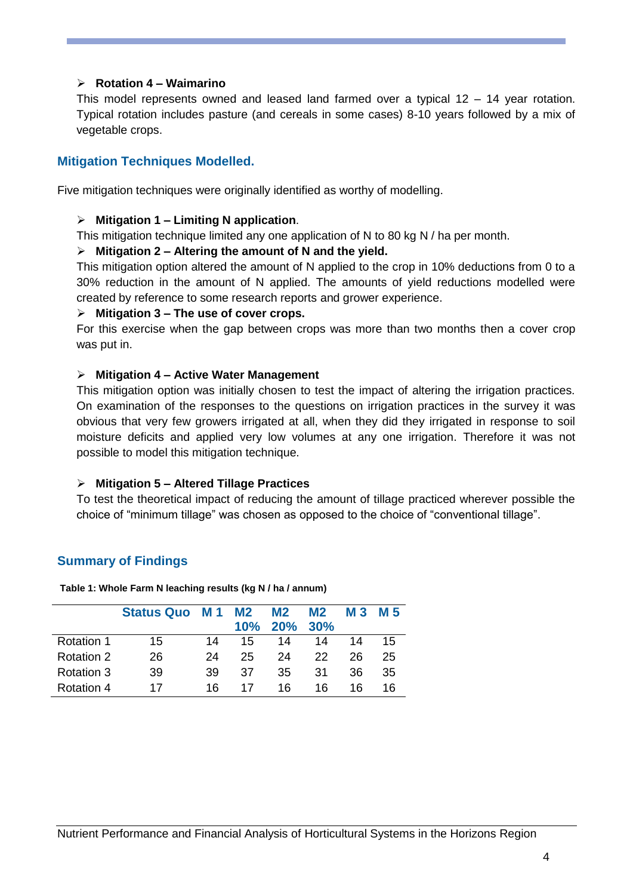- **Rotation 4 – Waimarino**

  This model represents owned and leased land farmed over a typical 12 – 14 year rotation. Typical rotation includes pasture (and cereals in some cases) 8-10 years followed by a mix of vegetable crops.

## Mitigation Techniques Modelled.

Five mitigation techniques were originally identified as worthy of modelling.

- **Mitigation 1 – Limiting N application**.

  This mitigation technique limited any one application of N to 80 kg N / ha per month.

- **Mitigation 2 – Altering the amount of N and the yield.**

  This mitigation option altered the amount of N applied to the crop in 10% deductions from 0 to a 30% reduction in the amount of N applied. The amounts of yield reductions modelled were created by reference to some research reports and grower experience.

- **Mitigation 3 – The use of cover crops.**

  For this exercise when the gap between crops was more than two months then a cover crop was put in.

- **Mitigation 4 – Active Water Management**

  This mitigation option was initially chosen to test the impact of altering the irrigation practices. On examination of the responses to the questions on irrigation practices in the survey it was obvious that very few growers irrigated at all, when they did they irrigated in response to soil moisture deficits and applied very low volumes at any one irrigation. Therefore it was not possible to model this mitigation technique.

- **Mitigation 5 – Altered Tillage Practices**

  To test the theoretical impact of reducing the amount of tillage practiced wherever possible the choice of "minimum tillage" was chosen as opposed to the choice of "conventional tillage".

## Summary of Findings

**Table 1: Whole Farm N leaching results (kg N / ha / annum)**

| | Status Quo | M 1 | M2 10% | M2 20% | M2 30% | M 3 | M 5 |
|---|---|---|---|---|---|---|---|
| Rotation 1 | 15 | 14 | 15 | 14 | 14 | 14 | 15 |
| Rotation 2 | 26 | 24 | 25 | 24 | 22 | 26 | 25 |
| Rotation 3 | 39 | 39 | 37 | 35 | 31 | 36 | 35 |
| Rotation 4 | 17 | 16 | 17 | 16 | 16 | 16 | 16 |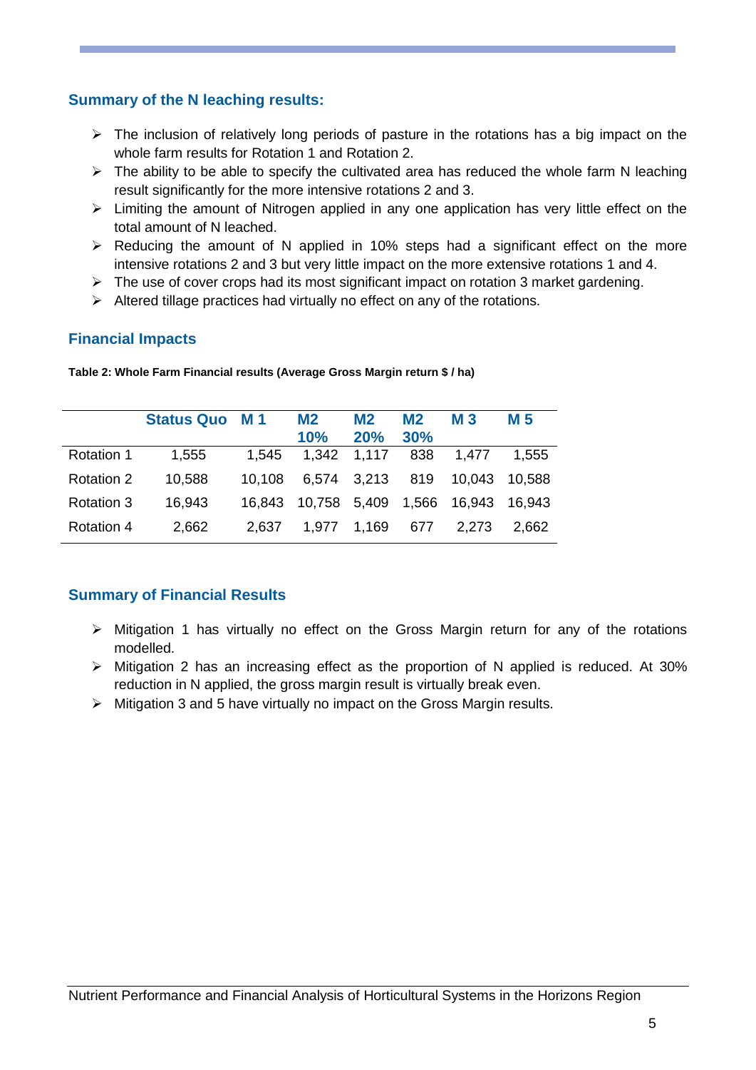### Summary of the N leaching results:

- The inclusion of relatively long periods of pasture in the rotations has a big impact on the whole farm results for Rotation 1 and Rotation 2.
- The ability to be able to specify the cultivated area has reduced the whole farm N leaching result significantly for the more intensive rotations 2 and 3.
- Limiting the amount of Nitrogen applied in any one application has very little effect on the total amount of N leached.
- Reducing the amount of N applied in 10% steps had a significant effect on the more intensive rotations 2 and 3 but very little impact on the more extensive rotations 1 and 4.
- The use of cover crops had its most significant impact on rotation 3 market gardening.
- Altered tillage practices had virtually no effect on any of the rotations.

## Financial Impacts

**Table 2: Whole Farm Financial results (Average Gross Margin return $ / ha)**

| | Status Quo | M 1 | M2 10% | M2 20% | M2 30% | M 3 | M 5 |
|---|---|---|---|---|---|---|---|
| Rotation 1 | 1,555 | 1,545 | 1,342 | 1,117 | 838 | 1,477 | 1,555 |
| Rotation 2 | 10,588 | 10,108 | 6,574 | 3,213 | 819 | 10,043 | 10,588 |
| Rotation 3 | 16,943 | 16,843 | 10,758 | 5,409 | 1,566 | 16,943 | 16,943 |
| Rotation 4 | 2,662 | 2,637 | 1,977 | 1,169 | 677 | 2,273 | 2,662 |

### Summary of Financial Results

- Mitigation 1 has virtually no effect on the Gross Margin return for any of the rotations modelled.
- Mitigation 2 has an increasing effect as the proportion of N applied is reduced. At 30% reduction in N applied, the gross margin result is virtually break even.
- Mitigation 3 and 5 have virtually no impact on the Gross Margin results.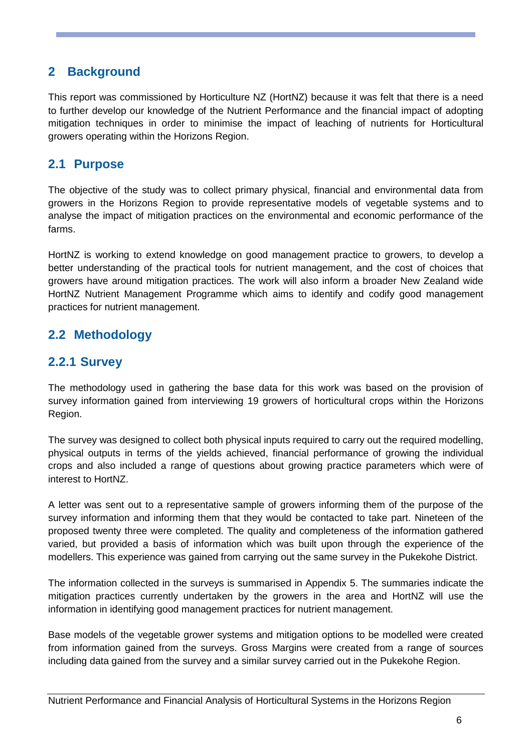# 2 Background

This report was commissioned by Horticulture NZ (HortNZ) because it was felt that there is a need to further develop our knowledge of the Nutrient Performance and the financial impact of adopting mitigation techniques in order to minimise the impact of leaching of nutrients for Horticultural growers operating within the Horizons Region.

## 2.1 Purpose

The objective of the study was to collect primary physical, financial and environmental data from growers in the Horizons Region to provide representative models of vegetable systems and to analyse the impact of mitigation practices on the environmental and economic performance of the farms.

HortNZ is working to extend knowledge on good management practice to growers, to develop a better understanding of the practical tools for nutrient management, and the cost of choices that growers have around mitigation practices. The work will also inform a broader New Zealand wide HortNZ Nutrient Management Programme which aims to identify and codify good management practices for nutrient management.

## 2.2 Methodology

### 2.2.1 Survey

The methodology used in gathering the base data for this work was based on the provision of survey information gained from interviewing 19 growers of horticultural crops within the Horizons Region.

The survey was designed to collect both physical inputs required to carry out the required modelling, physical outputs in terms of the yields achieved, financial performance of growing the individual crops and also included a range of questions about growing practice parameters which were of interest to HortNZ.

A letter was sent out to a representative sample of growers informing them of the purpose of the survey information and informing them that they would be contacted to take part. Nineteen of the proposed twenty three were completed. The quality and completeness of the information gathered varied, but provided a basis of information which was built upon through the experience of the modellers. This experience was gained from carrying out the same survey in the Pukekohe District.

The information collected in the surveys is summarised in Appendix 5. The summaries indicate the mitigation practices currently undertaken by the growers in the area and HortNZ will use the information in identifying good management practices for nutrient management.

Base models of the vegetable grower systems and mitigation options to be modelled were created from information gained from the surveys. Gross Margins were created from a range of sources including data gained from the survey and a similar survey carried out in the Pukekohe Region.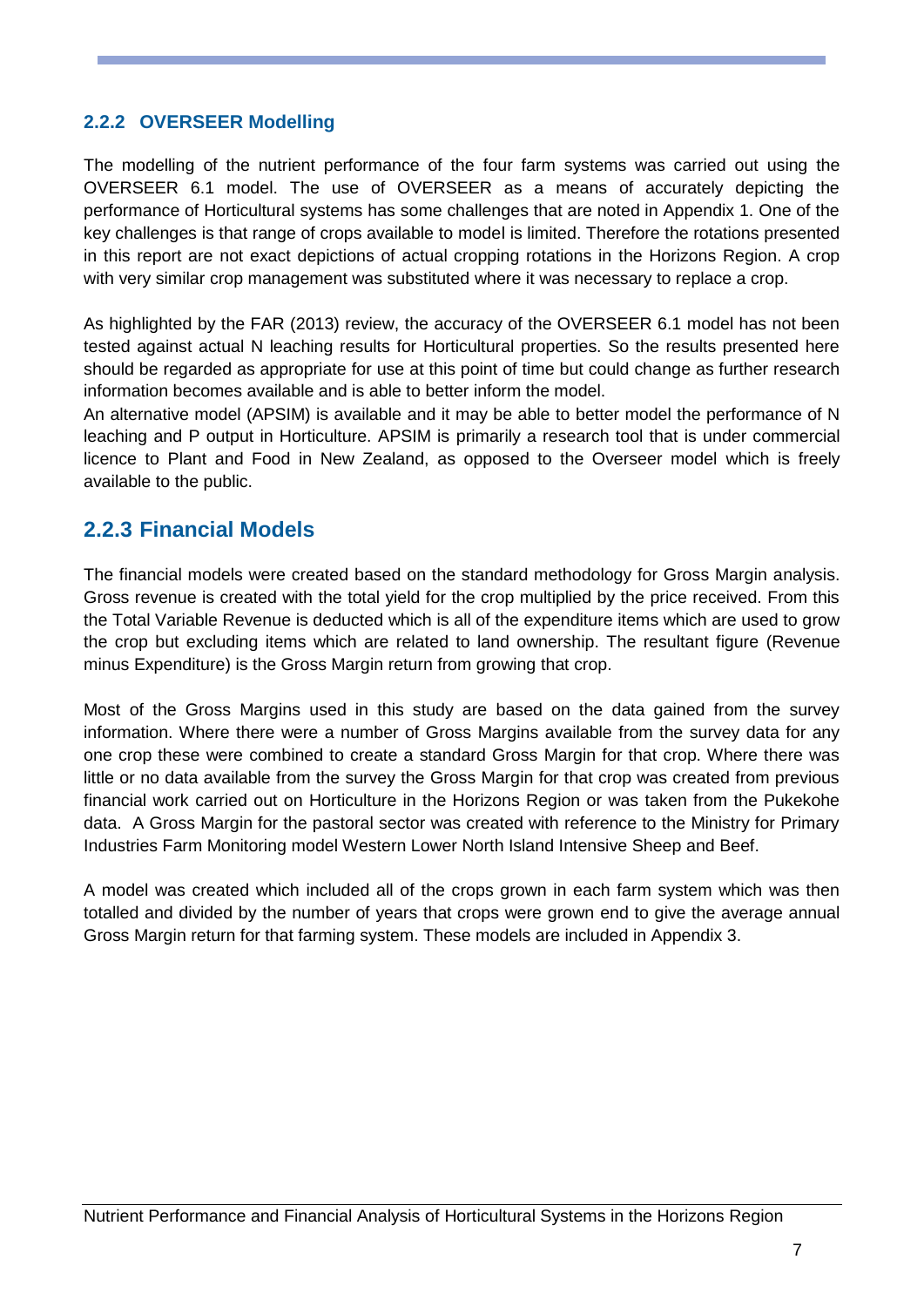### 2.2.2 OVERSEER Modelling

The modelling of the nutrient performance of the four farm systems was carried out using the OVERSEER 6.1 model. The use of OVERSEER as a means of accurately depicting the performance of Horticultural systems has some challenges that are noted in Appendix 1. One of the key challenges is that range of crops available to model is limited. Therefore the rotations presented in this report are not exact depictions of actual cropping rotations in the Horizons Region. A crop with very similar crop management was substituted where it was necessary to replace a crop.

As highlighted by the FAR (2013) review, the accuracy of the OVERSEER 6.1 model has not been tested against actual N leaching results for Horticultural properties. So the results presented here should be regarded as appropriate for use at this point of time but could change as further research information becomes available and is able to better inform the model.

An alternative model (APSIM) is available and it may be able to better model the performance of N leaching and P output in Horticulture. APSIM is primarily a research tool that is under commercial licence to Plant and Food in New Zealand, as opposed to the Overseer model which is freely available to the public.

## 2.2.3 Financial Models

The financial models were created based on the standard methodology for Gross Margin analysis. Gross revenue is created with the total yield for the crop multiplied by the price received. From this the Total Variable Revenue is deducted which is all of the expenditure items which are used to grow the crop but excluding items which are related to land ownership. The resultant figure (Revenue minus Expenditure) is the Gross Margin return from growing that crop.

Most of the Gross Margins used in this study are based on the data gained from the survey information. Where there were a number of Gross Margins available from the survey data for any one crop these were combined to create a standard Gross Margin for that crop. Where there was little or no data available from the survey the Gross Margin for that crop was created from previous financial work carried out on Horticulture in the Horizons Region or was taken from the Pukekohe data. A Gross Margin for the pastoral sector was created with reference to the Ministry for Primary Industries Farm Monitoring model Western Lower North Island Intensive Sheep and Beef.

A model was created which included all of the crops grown in each farm system which was then totalled and divided by the number of years that crops were grown end to give the average annual Gross Margin return for that farming system. These models are included in Appendix 3.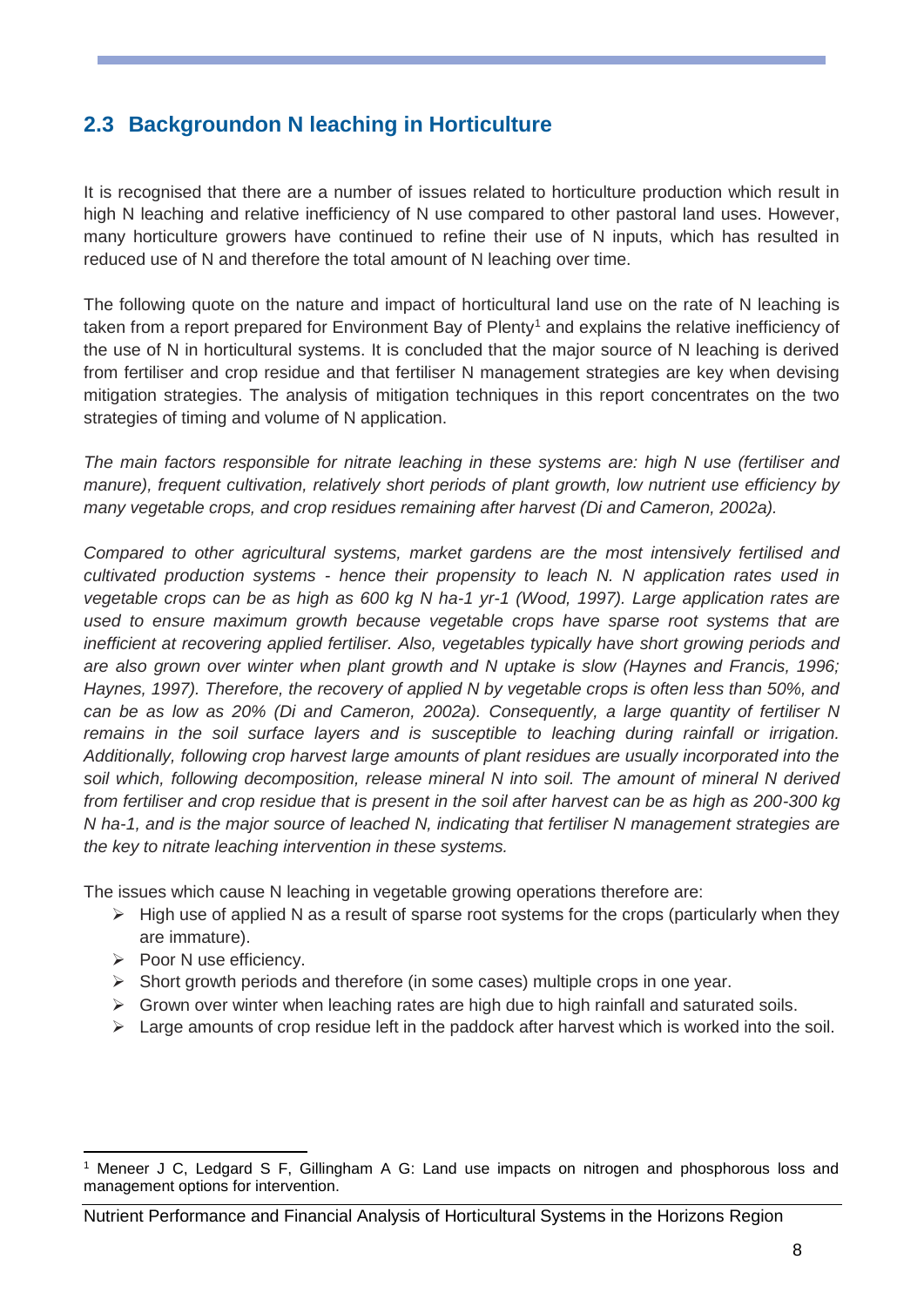## 2.3 Backgroundon N leaching in Horticulture

It is recognised that there are a number of issues related to horticulture production which result in high N leaching and relative inefficiency of N use compared to other pastoral land uses. However, many horticulture growers have continued to refine their use of N inputs, which has resulted in reduced use of N and therefore the total amount of N leaching over time.

The following quote on the nature and impact of horticultural land use on the rate of N leaching is taken from a report prepared for Environment Bay of Plenty[1] and explains the relative inefficiency of the use of N in horticultural systems. It is concluded that the major source of N leaching is derived from fertiliser and crop residue and that fertiliser N management strategies are key when devising mitigation strategies. The analysis of mitigation techniques in this report concentrates on the two strategies of timing and volume of N application.

*The main factors responsible for nitrate leaching in these systems are: high N use (fertiliser and manure), frequent cultivation, relatively short periods of plant growth, low nutrient use efficiency by many vegetable crops, and crop residues remaining after harvest (Di and Cameron, 2002a).*

*Compared to other agricultural systems, market gardens are the most intensively fertilised and cultivated production systems - hence their propensity to leach N. N application rates used in vegetable crops can be as high as 600 kg N ha-1 yr-1 (Wood, 1997). Large application rates are used to ensure maximum growth because vegetable crops have sparse root systems that are inefficient at recovering applied fertiliser. Also, vegetables typically have short growing periods and are also grown over winter when plant growth and N uptake is slow (Haynes and Francis, 1996; Haynes, 1997). Therefore, the recovery of applied N by vegetable crops is often less than 50%, and can be as low as 20% (Di and Cameron, 2002a). Consequently, a large quantity of fertiliser N remains in the soil surface layers and is susceptible to leaching during rainfall or irrigation. Additionally, following crop harvest large amounts of plant residues are usually incorporated into the soil which, following decomposition, release mineral N into soil. The amount of mineral N derived from fertiliser and crop residue that is present in the soil after harvest can be as high as 200-300 kg N ha-1, and is the major source of leached N, indicating that fertiliser N management strategies are the key to nitrate leaching intervention in these systems.*

The issues which cause N leaching in vegetable growing operations therefore are:

- High use of applied N as a result of sparse root systems for the crops (particularly when they are immature).
- Poor N use efficiency.
- Short growth periods and therefore (in some cases) multiple crops in one year.
- Grown over winter when leaching rates are high due to high rainfall and saturated soils.
- Large amounts of crop residue left in the paddock after harvest which is worked into the soil.

[1] Meneer J C, Ledgard S F, Gillingham A G: Land use impacts on nitrogen and phosphorous loss and management options for intervention.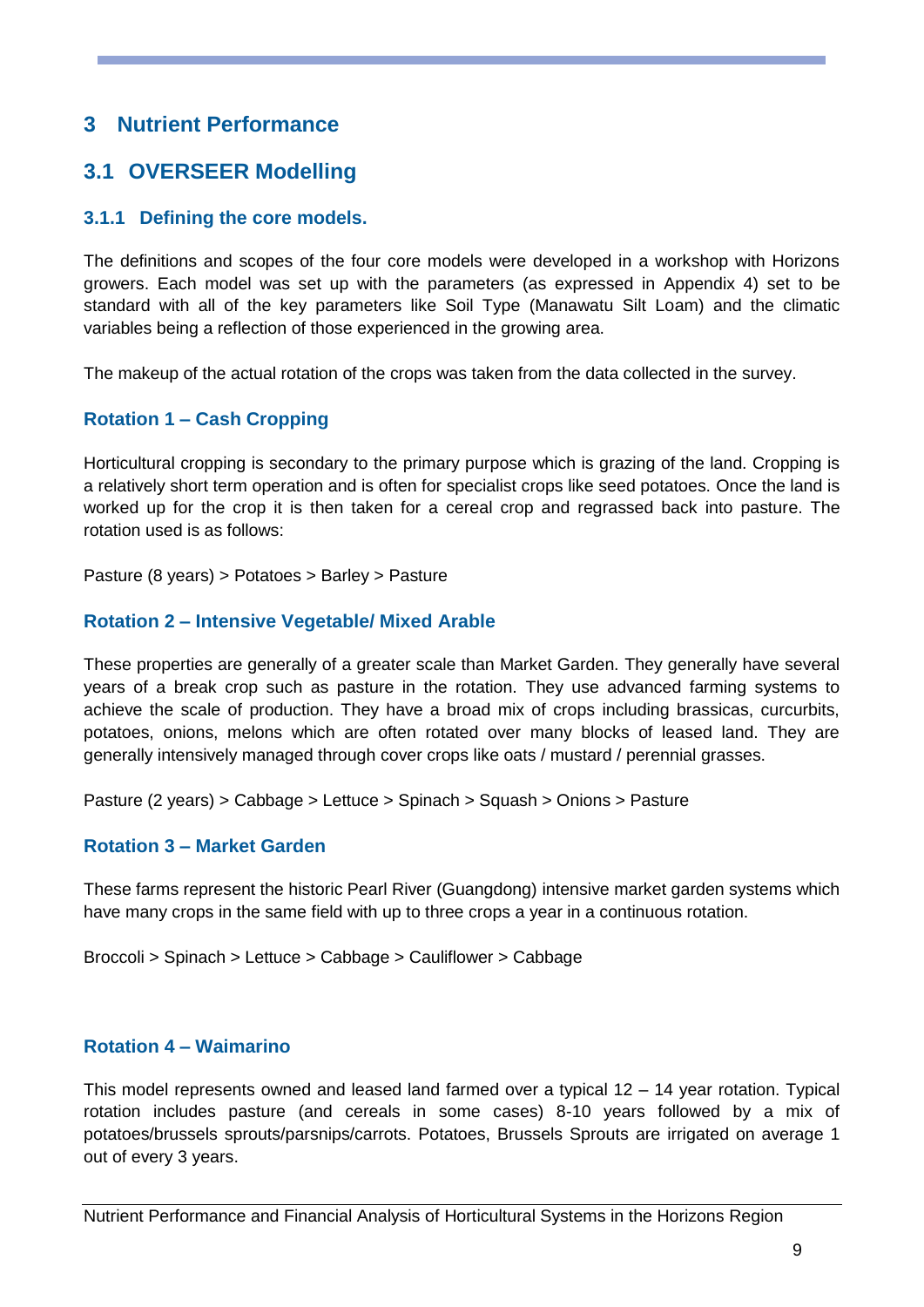# 3 Nutrient Performance

## 3.1 OVERSEER Modelling

### 3.1.1 Defining the core models.

The definitions and scopes of the four core models were developed in a workshop with Horizons growers. Each model was set up with the parameters (as expressed in Appendix 4) set to be standard with all of the key parameters like Soil Type (Manawatu Silt Loam) and the climatic variables being a reflection of those experienced in the growing area.

The makeup of the actual rotation of the crops was taken from the data collected in the survey.

#### Rotation 1 – Cash Cropping

Horticultural cropping is secondary to the primary purpose which is grazing of the land. Cropping is a relatively short term operation and is often for specialist crops like seed potatoes. Once the land is worked up for the crop it is then taken for a cereal crop and regrassed back into pasture. The rotation used is as follows:

Pasture (8 years) > Potatoes > Barley > Pasture

#### Rotation 2 – Intensive Vegetable/ Mixed Arable

These properties are generally of a greater scale than Market Garden. They generally have several years of a break crop such as pasture in the rotation. They use advanced farming systems to achieve the scale of production. They have a broad mix of crops including brassicas, curcurbits, potatoes, onions, melons which are often rotated over many blocks of leased land. They are generally intensively managed through cover crops like oats / mustard / perennial grasses.

Pasture (2 years) > Cabbage > Lettuce > Spinach > Squash > Onions > Pasture

#### Rotation 3 – Market Garden

These farms represent the historic Pearl River (Guangdong) intensive market garden systems which have many crops in the same field with up to three crops a year in a continuous rotation.

Broccoli > Spinach > Lettuce > Cabbage > Cauliflower > Cabbage

#### Rotation 4 – Waimarino

This model represents owned and leased land farmed over a typical 12 – 14 year rotation. Typical rotation includes pasture (and cereals in some cases) 8-10 years followed by a mix of potatoes/brussels sprouts/parsnips/carrots. Potatoes, Brussels Sprouts are irrigated on average 1 out of every 3 years.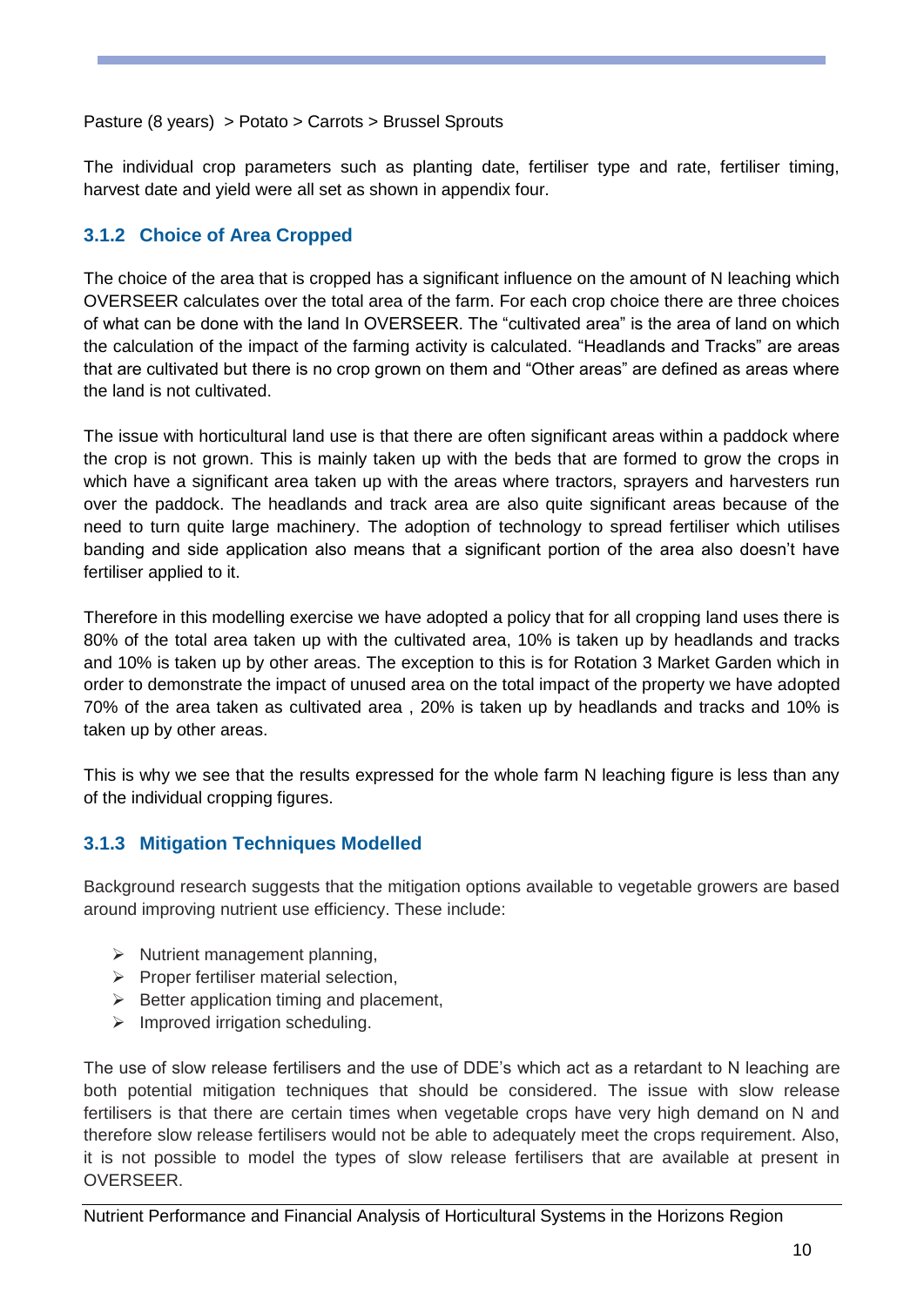Pasture (8 years) > Potato > Carrots > Brussel Sprouts

The individual crop parameters such as planting date, fertiliser type and rate, fertiliser timing, harvest date and yield were all set as shown in appendix four.

### 3.1.2 Choice of Area Cropped

The choice of the area that is cropped has a significant influence on the amount of N leaching which OVERSEER calculates over the total area of the farm. For each crop choice there are three choices of what can be done with the land In OVERSEER. The "cultivated area" is the area of land on which the calculation of the impact of the farming activity is calculated. "Headlands and Tracks" are areas that are cultivated but there is no crop grown on them and "Other areas" are defined as areas where the land is not cultivated.

The issue with horticultural land use is that there are often significant areas within a paddock where the crop is not grown. This is mainly taken up with the beds that are formed to grow the crops in which have a significant area taken up with the areas where tractors, sprayers and harvesters run over the paddock. The headlands and track area are also quite significant areas because of the need to turn quite large machinery. The adoption of technology to spread fertiliser which utilises banding and side application also means that a significant portion of the area also doesn't have fertiliser applied to it.

Therefore in this modelling exercise we have adopted a policy that for all cropping land uses there is 80% of the total area taken up with the cultivated area, 10% is taken up by headlands and tracks and 10% is taken up by other areas. The exception to this is for Rotation 3 Market Garden which in order to demonstrate the impact of unused area on the total impact of the property we have adopted 70% of the area taken as cultivated area , 20% is taken up by headlands and tracks and 10% is taken up by other areas.

This is why we see that the results expressed for the whole farm N leaching figure is less than any of the individual cropping figures.

### 3.1.3 Mitigation Techniques Modelled

Background research suggests that the mitigation options available to vegetable growers are based around improving nutrient use efficiency. These include:

- Nutrient management planning,
- Proper fertiliser material selection,
- Better application timing and placement,
- Improved irrigation scheduling.

The use of slow release fertilisers and the use of DDE's which act as a retardant to N leaching are both potential mitigation techniques that should be considered. The issue with slow release fertilisers is that there are certain times when vegetable crops have very high demand on N and therefore slow release fertilisers would not be able to adequately meet the crops requirement. Also, it is not possible to model the types of slow release fertilisers that are available at present in OVERSEER.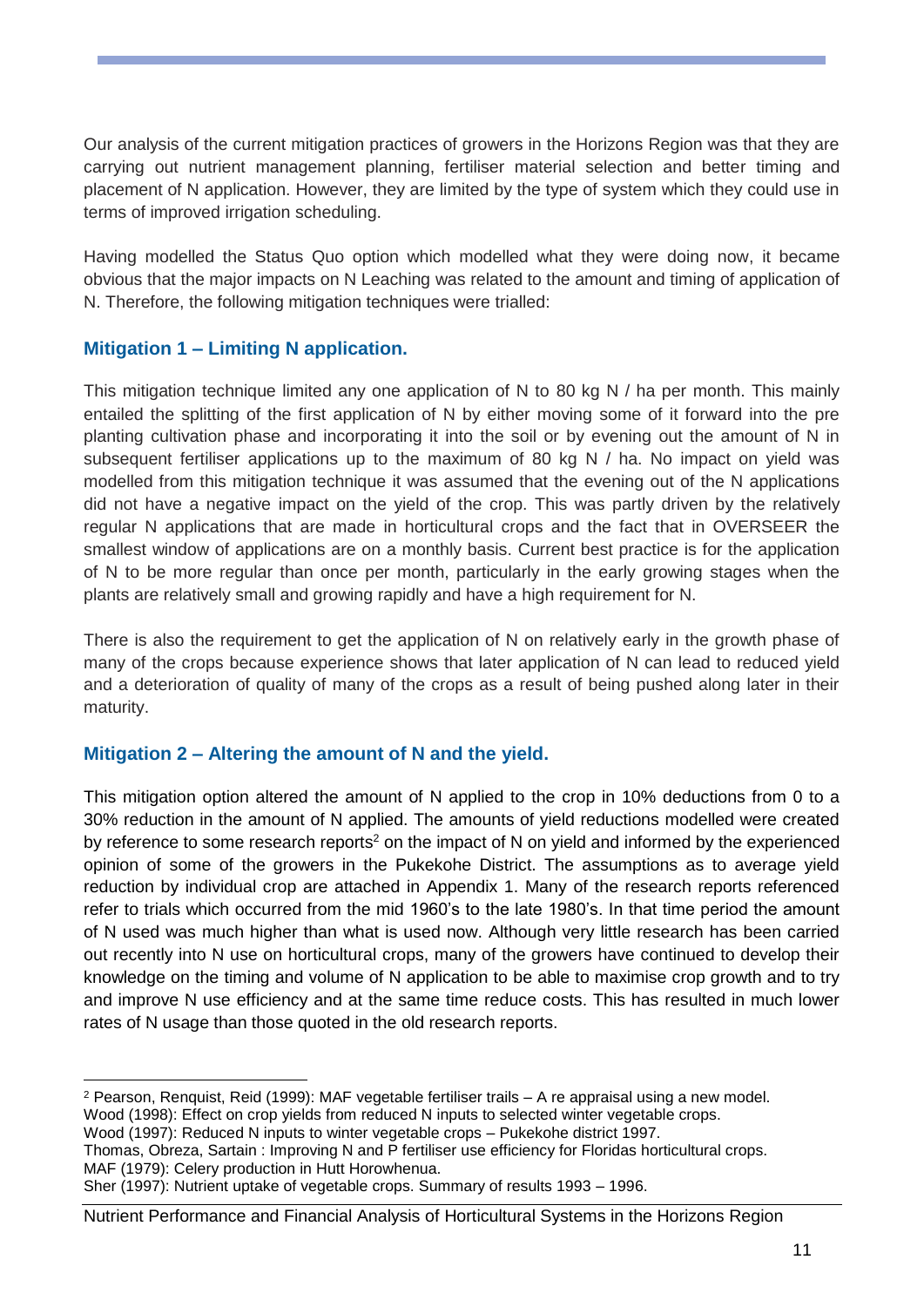Our analysis of the current mitigation practices of growers in the Horizons Region was that they are carrying out nutrient management planning, fertiliser material selection and better timing and placement of N application. However, they are limited by the type of system which they could use in terms of improved irrigation scheduling.

Having modelled the Status Quo option which modelled what they were doing now, it became obvious that the major impacts on N Leaching was related to the amount and timing of application of N. Therefore, the following mitigation techniques were trialled:

### Mitigation 1 – Limiting N application.

This mitigation technique limited any one application of N to 80 kg N / ha per month. This mainly entailed the splitting of the first application of N by either moving some of it forward into the pre planting cultivation phase and incorporating it into the soil or by evening out the amount of N in subsequent fertiliser applications up to the maximum of 80 kg N / ha. No impact on yield was modelled from this mitigation technique it was assumed that the evening out of the N applications did not have a negative impact on the yield of the crop. This was partly driven by the relatively regular N applications that are made in horticultural crops and the fact that in OVERSEER the smallest window of applications are on a monthly basis. Current best practice is for the application of N to be more regular than once per month, particularly in the early growing stages when the plants are relatively small and growing rapidly and have a high requirement for N.

There is also the requirement to get the application of N on relatively early in the growth phase of many of the crops because experience shows that later application of N can lead to reduced yield and a deterioration of quality of many of the crops as a result of being pushed along later in their maturity.

### Mitigation 2 – Altering the amount of N and the yield.

This mitigation option altered the amount of N applied to the crop in 10% deductions from 0 to a 30% reduction in the amount of N applied. The amounts of yield reductions modelled were created by reference to some research reports[2] on the impact of N on yield and informed by the experienced opinion of some of the growers in the Pukekohe District. The assumptions as to average yield reduction by individual crop are attached in Appendix 1. Many of the research reports referenced refer to trials which occurred from the mid 1960's to the late 1980's. In that time period the amount of N used was much higher than what is used now. Although very little research has been carried out recently into N use on horticultural crops, many of the growers have continued to develop their knowledge on the timing and volume of N application to be able to maximise crop growth and to try and improve N use efficiency and at the same time reduce costs. This has resulted in much lower rates of N usage than those quoted in the old research reports.

---

[2] Pearson, Renquist, Reid (1999): MAF vegetable fertiliser trails – A re appraisal using a new model.
Wood (1998): Effect on crop yields from reduced N inputs to selected winter vegetable crops.
Wood (1997): Reduced N inputs to winter vegetable crops – Pukekohe district 1997.
Thomas, Obreza, Sartain : Improving N and P fertiliser use efficiency for Floridas horticultural crops.
MAF (1979): Celery production in Hutt Horowhenua.
Sher (1997): Nutrient uptake of vegetable crops. Summary of results 1993 – 1996.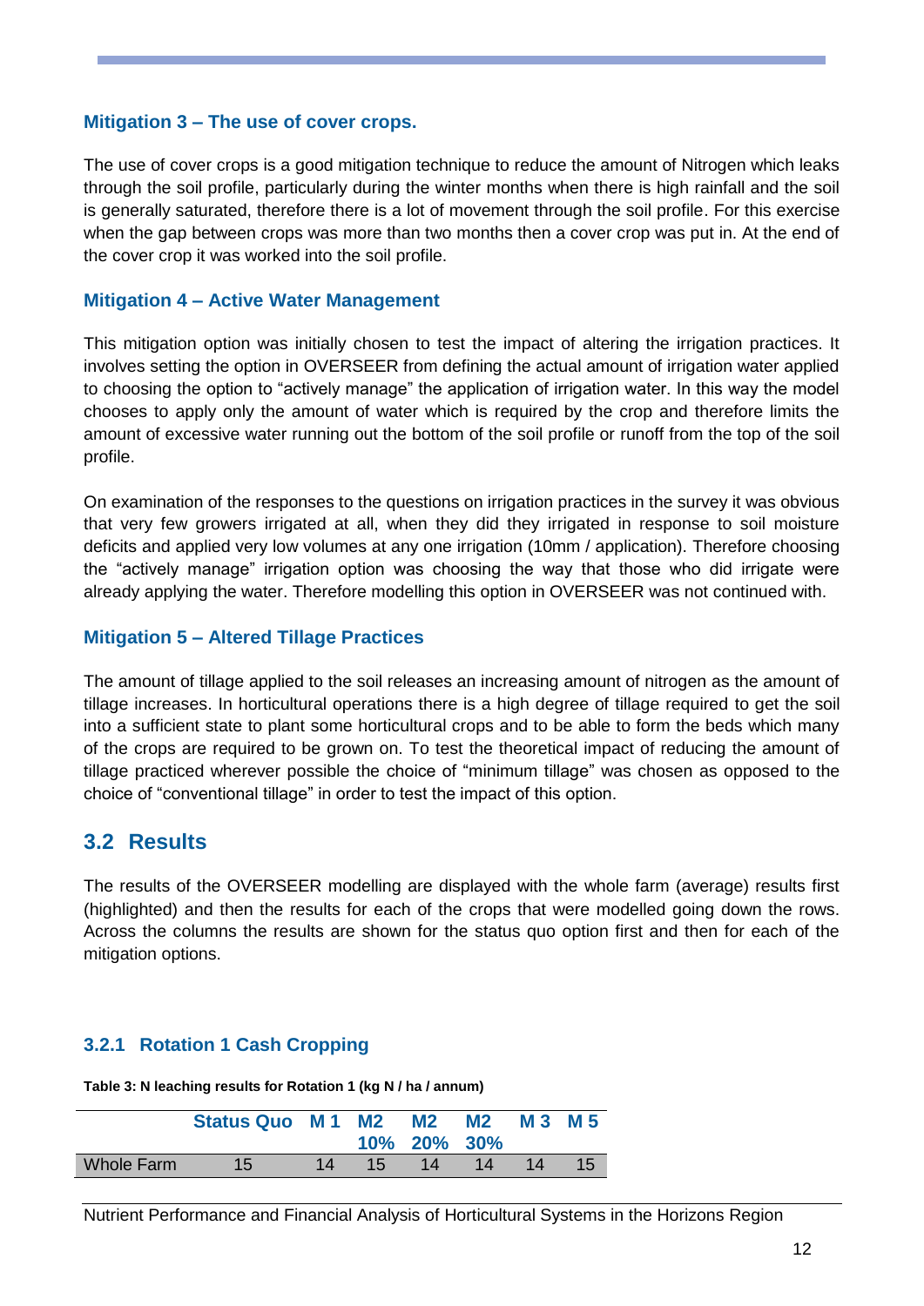### Mitigation 3 – The use of cover crops.

The use of cover crops is a good mitigation technique to reduce the amount of Nitrogen which leaks through the soil profile, particularly during the winter months when there is high rainfall and the soil is generally saturated, therefore there is a lot of movement through the soil profile. For this exercise when the gap between crops was more than two months then a cover crop was put in. At the end of the cover crop it was worked into the soil profile.

### Mitigation 4 – Active Water Management

This mitigation option was initially chosen to test the impact of altering the irrigation practices. It involves setting the option in OVERSEER from defining the actual amount of irrigation water applied to choosing the option to "actively manage" the application of irrigation water. In this way the model chooses to apply only the amount of water which is required by the crop and therefore limits the amount of excessive water running out the bottom of the soil profile or runoff from the top of the soil profile.

On examination of the responses to the questions on irrigation practices in the survey it was obvious that very few growers irrigated at all, when they did they irrigated in response to soil moisture deficits and applied very low volumes at any one irrigation (10mm / application). Therefore choosing the "actively manage" irrigation option was choosing the way that those who did irrigate were already applying the water. Therefore modelling this option in OVERSEER was not continued with.

### Mitigation 5 – Altered Tillage Practices

The amount of tillage applied to the soil releases an increasing amount of nitrogen as the amount of tillage increases. In horticultural operations there is a high degree of tillage required to get the soil into a sufficient state to plant some horticultural crops and to be able to form the beds which many of the crops are required to be grown on. To test the theoretical impact of reducing the amount of tillage practiced wherever possible the choice of "minimum tillage" was chosen as opposed to the choice of "conventional tillage" in order to test the impact of this option.

## 3.2 Results

The results of the OVERSEER modelling are displayed with the whole farm (average) results first (highlighted) and then the results for each of the crops that were modelled going down the rows. Across the columns the results are shown for the status quo option first and then for each of the mitigation options.

### 3.2.1 Rotation 1 Cash Cropping

**Table 3: N leaching results for Rotation 1 (kg N / ha / annum)**

| | Status Quo | M 1 | M2 10% | M2 20% | M2 30% | M 3 | M 5 |
|---|---|---|---|---|---|---|---|
| Whole Farm | 15 | 14 | 15 | 14 | 14 | 14 | 15 |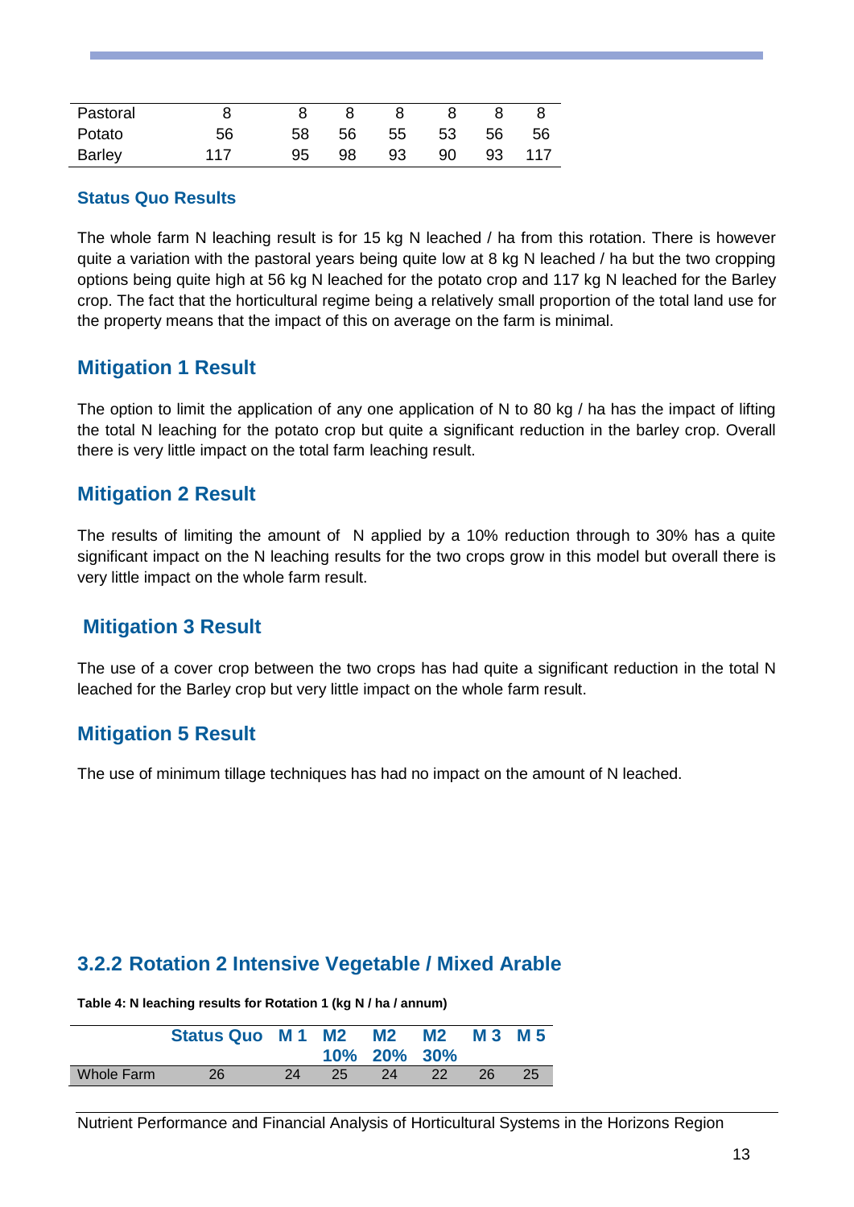| | | | | | | | |
|---|---|---|---|---|---|---|---|
| Pastoral | 8 | 8 | 8 | 8 | 8 | 8 | 8 |
| Potato | 56 | 58 | 56 | 55 | 53 | 56 | 56 |
| Barley | 117 | 95 | 98 | 93 | 90 | 93 | 117 |

#### Status Quo Results

The whole farm N leaching result is for 15 kg N leached / ha from this rotation. There is however quite a variation with the pastoral years being quite low at 8 kg N leached / ha but the two cropping options being quite high at 56 kg N leached for the potato crop and 117 kg N leached for the Barley crop. The fact that the horticultural regime being a relatively small proportion of the total land use for the property means that the impact of this on average on the farm is minimal.

### Mitigation 1 Result

The option to limit the application of any one application of N to 80 kg / ha has the impact of lifting the total N leaching for the potato crop but quite a significant reduction in the barley crop. Overall there is very little impact on the total farm leaching result.

### Mitigation 2 Result

The results of limiting the amount of N applied by a 10% reduction through to 30% has a quite significant impact on the N leaching results for the two crops grow in this model but overall there is very little impact on the whole farm result.

### Mitigation 3 Result

The use of a cover crop between the two crops has had quite a significant reduction in the total N leached for the Barley crop but very little impact on the whole farm result.

### Mitigation 5 Result

The use of minimum tillage techniques has had no impact on the amount of N leached.

## 3.2.2 Rotation 2 Intensive Vegetable / Mixed Arable

**Table 4: N leaching results for Rotation 1 (kg N / ha / annum)**

| | Status Quo | M 1 | M2 10% | M2 20% | M2 30% | M 3 | M 5 |
|---|---|---|---|---|---|---|---|
| Whole Farm | 26 | 24 | 25 | 24 | 22 | 26 | 25 |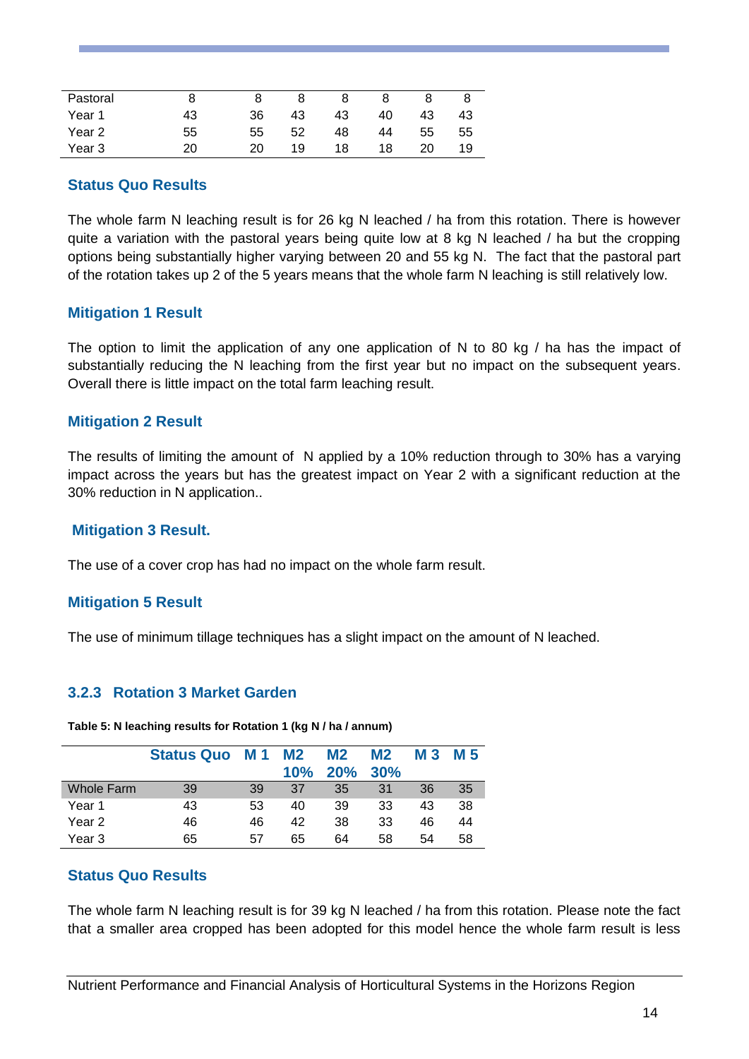| | | | | | | | |
|---|---|---|---|---|---|---|---|
| Pastoral | 8 | 8 | 8 | 8 | 8 | 8 | 8 |
| Year 1 | 43 | 36 | 43 | 43 | 40 | 43 | 43 |
| Year 2 | 55 | 55 | 52 | 48 | 44 | 55 | 55 |
| Year 3 | 20 | 20 | 19 | 18 | 18 | 20 | 19 |

#### Status Quo Results

The whole farm N leaching result is for 26 kg N leached / ha from this rotation. There is however quite a variation with the pastoral years being quite low at 8 kg N leached / ha but the cropping options being substantially higher varying between 20 and 55 kg N. The fact that the pastoral part of the rotation takes up 2 of the 5 years means that the whole farm N leaching is still relatively low.

#### Mitigation 1 Result

The option to limit the application of any one application of N to 80 kg / ha has the impact of substantially reducing the N leaching from the first year but no impact on the subsequent years. Overall there is little impact on the total farm leaching result.

#### Mitigation 2 Result

The results of limiting the amount of N applied by a 10% reduction through to 30% has a varying impact across the years but has the greatest impact on Year 2 with a significant reduction at the 30% reduction in N application..

#### Mitigation 3 Result.

The use of a cover crop has had no impact on the whole farm result.

#### Mitigation 5 Result

The use of minimum tillage techniques has a slight impact on the amount of N leached.

### 3.2.3 Rotation 3 Market Garden

**Table 5: N leaching results for Rotation 1 (kg N / ha / annum)**

| | Status Quo | M 1 | M2 10% | M2 20% | M2 30% | M 3 | M 5 |
|---|---|---|---|---|---|---|---|
| Whole Farm | 39 | 39 | 37 | 35 | 31 | 36 | 35 |
| Year 1 | 43 | 53 | 40 | 39 | 33 | 43 | 38 |
| Year 2 | 46 | 46 | 42 | 38 | 33 | 46 | 44 |
| Year 3 | 65 | 57 | 65 | 64 | 58 | 54 | 58 |

#### Status Quo Results

The whole farm N leaching result is for 39 kg N leached / ha from this rotation. Please note the fact that a smaller area cropped has been adopted for this model hence the whole farm result is less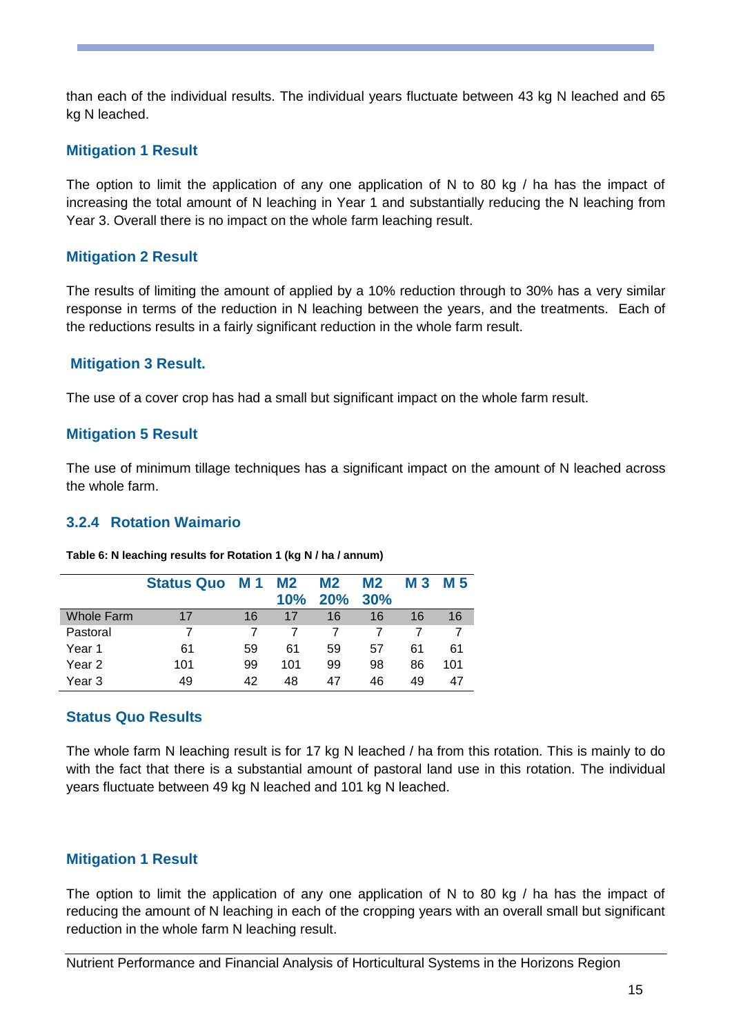than each of the individual results. The individual years fluctuate between 43 kg N leached and 65 kg N leached.

### Mitigation 1 Result

The option to limit the application of any one application of N to 80 kg / ha has the impact of increasing the total amount of N leaching in Year 1 and substantially reducing the N leaching from Year 3. Overall there is no impact on the whole farm leaching result.

### Mitigation 2 Result

The results of limiting the amount of applied by a 10% reduction through to 30% has a very similar response in terms of the reduction in N leaching between the years, and the treatments. Each of the reductions results in a fairly significant reduction in the whole farm result.

### Mitigation 3 Result.

The use of a cover crop has had a small but significant impact on the whole farm result.

### Mitigation 5 Result

The use of minimum tillage techniques has a significant impact on the amount of N leached across the whole farm.

## 3.2.4 Rotation Waimario

**Table 6: N leaching results for Rotation 1 (kg N / ha / annum)**

| | Status Quo | M 1 | M2 10% | M2 20% | M2 30% | M 3 | M 5 |
|---|---|---|---|---|---|---|---|
| Whole Farm | 17 | 16 | 17 | 16 | 16 | 16 | 16 |
| Pastoral | 7 | 7 | 7 | 7 | 7 | 7 | 7 |
| Year 1 | 61 | 59 | 61 | 59 | 57 | 61 | 61 |
| Year 2 | 101 | 99 | 101 | 99 | 98 | 86 | 101 |
| Year 3 | 49 | 42 | 48 | 47 | 46 | 49 | 47 |

### Status Quo Results

The whole farm N leaching result is for 17 kg N leached / ha from this rotation. This is mainly to do with the fact that there is a substantial amount of pastoral land use in this rotation. The individual years fluctuate between 49 kg N leached and 101 kg N leached.

### Mitigation 1 Result

The option to limit the application of any one application of N to 80 kg / ha has the impact of reducing the amount of N leaching in each of the cropping years with an overall small but significant reduction in the whole farm N leaching result.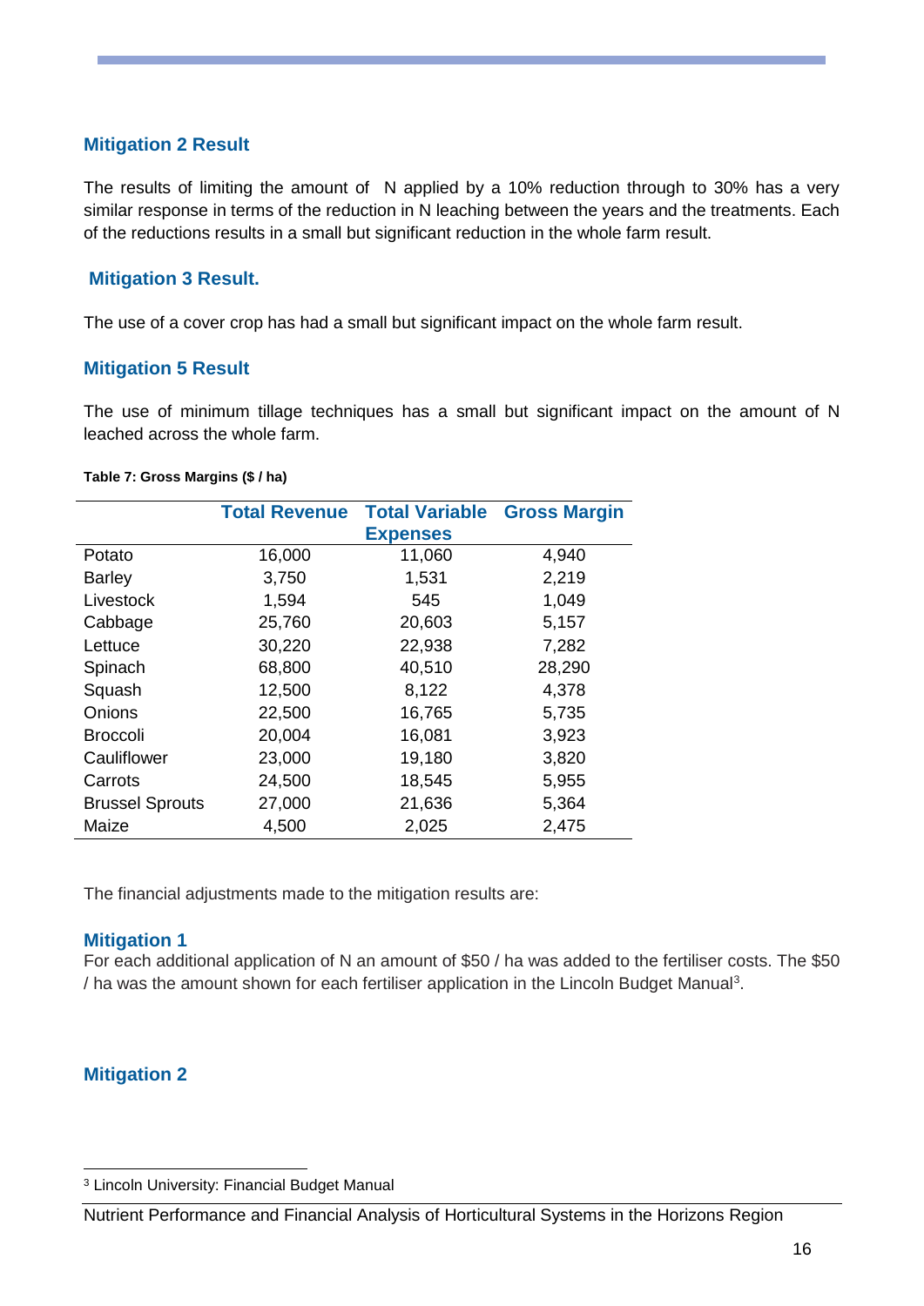### Mitigation 2 Result

The results of limiting the amount of N applied by a 10% reduction through to 30% has a very similar response in terms of the reduction in N leaching between the years and the treatments. Each of the reductions results in a small but significant reduction in the whole farm result.

### Mitigation 3 Result.

The use of a cover crop has had a small but significant impact on the whole farm result.

### Mitigation 5 Result

The use of minimum tillage techniques has a small but significant impact on the amount of N leached across the whole farm.

**Table 7: Gross Margins ($ / ha)**

| | Total Revenue | Total Variable Expenses | Gross Margin |
|---|---|---|---|
| Potato | 16,000 | 11,060 | 4,940 |
| Barley | 3,750 | 1,531 | 2,219 |
| Livestock | 1,594 | 545 | 1,049 |
| Cabbage | 25,760 | 20,603 | 5,157 |
| Lettuce | 30,220 | 22,938 | 7,282 |
| Spinach | 68,800 | 40,510 | 28,290 |
| Squash | 12,500 | 8,122 | 4,378 |
| Onions | 22,500 | 16,765 | 5,735 |
| Broccoli | 20,004 | 16,081 | 3,923 |
| Cauliflower | 23,000 | 19,180 | 3,820 |
| Carrots | 24,500 | 18,545 | 5,955 |
| Brussel Sprouts | 27,000 | 21,636 | 5,364 |
| Maize | 4,500 | 2,025 | 2,475 |

The financial adjustments made to the mitigation results are:

### Mitigation 1

For each additional application of N an amount of $50 / ha was added to the fertiliser costs. The $50 / ha was the amount shown for each fertiliser application in the Lincoln Budget Manual[3].

### Mitigation 2

[3] Lincoln University: Financial Budget Manual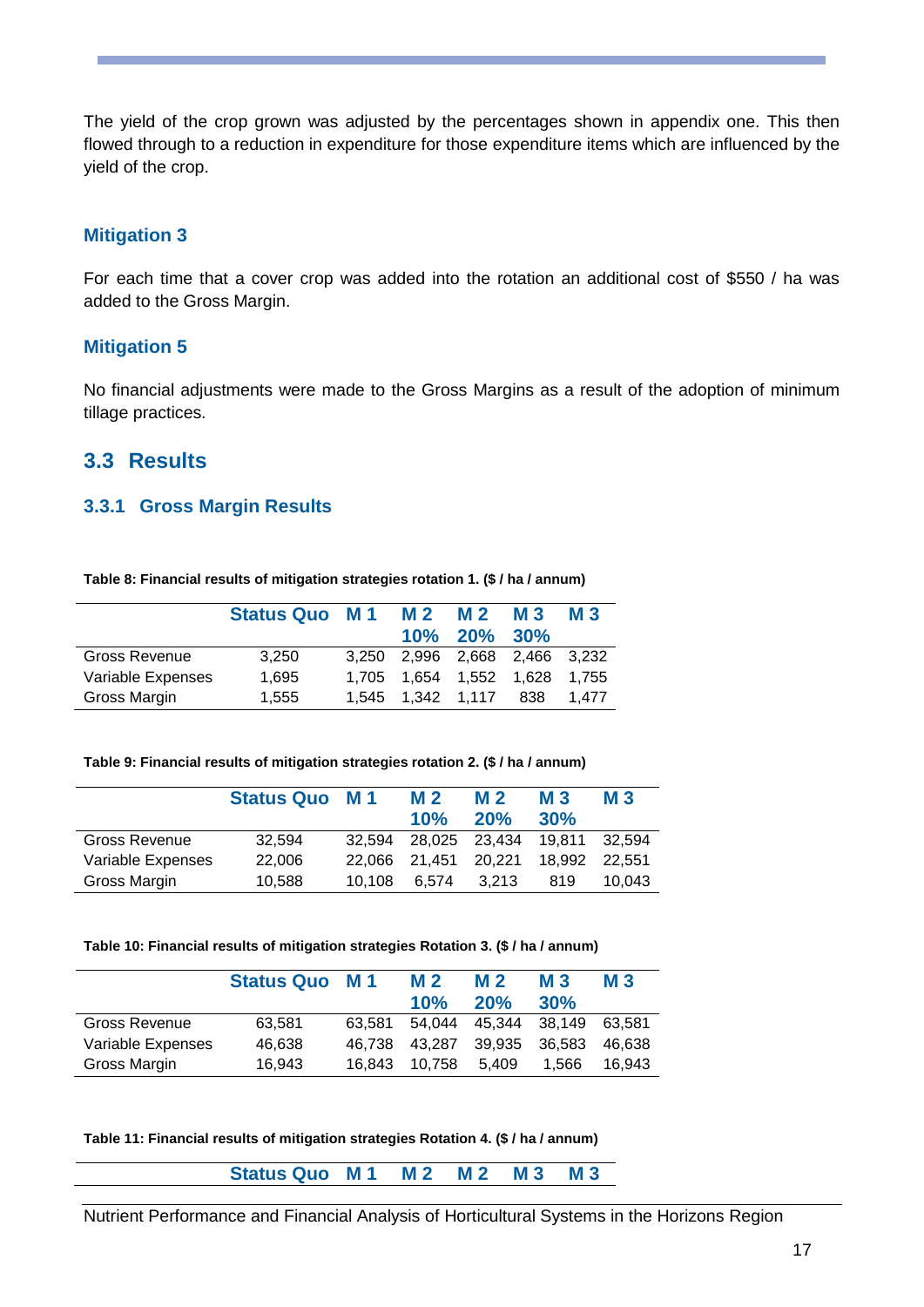The yield of the crop grown was adjusted by the percentages shown in appendix one. This then flowed through to a reduction in expenditure for those expenditure items which are influenced by the yield of the crop.

### Mitigation 3

For each time that a cover crop was added into the rotation an additional cost of $550 / ha was added to the Gross Margin.

### Mitigation 5

No financial adjustments were made to the Gross Margins as a result of the adoption of minimum tillage practices.

## 3.3 Results

### 3.3.1 Gross Margin Results

**Table 8: Financial results of mitigation strategies rotation 1. ($ / ha / annum)**

| | Status Quo | M 1 | M 2 10% | M 2 20% | M 3 30% | M 3 |
|---|---|---|---|---|---|---|
| Gross Revenue | 3,250 | 3,250 | 2,996 | 2,668 | 2,466 | 3,232 |
| Variable Expenses | 1,695 | 1,705 | 1,654 | 1,552 | 1,628 | 1,755 |
| Gross Margin | 1,555 | 1,545 | 1,342 | 1,117 | 838 | 1,477 |

**Table 9: Financial results of mitigation strategies rotation 2. ($ / ha / annum)**

| | Status Quo | M 1 | M 2 10% | M 2 20% | M 3 30% | M 3 |
|---|---|---|---|---|---|---|
| Gross Revenue | 32,594 | 32,594 | 28,025 | 23,434 | 19,811 | 32,594 |
| Variable Expenses | 22,006 | 22,066 | 21,451 | 20,221 | 18,992 | 22,551 |
| Gross Margin | 10,588 | 10,108 | 6,574 | 3,213 | 819 | 10,043 |

**Table 10: Financial results of mitigation strategies Rotation 3. ($ / ha / annum)**

| | Status Quo | M 1 | M 2 10% | M 2 20% | M 3 30% | M 3 |
|---|---|---|---|---|---|---|
| Gross Revenue | 63,581 | 63,581 | 54,044 | 45,344 | 38,149 | 63,581 |
| Variable Expenses | 46,638 | 46,738 | 43,287 | 39,935 | 36,583 | 46,638 |
| Gross Margin | 16,943 | 16,843 | 10,758 | 5,409 | 1,566 | 16,943 |

**Table 11: Financial results of mitigation strategies Rotation 4. ($ / ha / annum)**

| | Status Quo | M 1 | M 2 | M 2 | M 3 | M 3 |
|---|---|---|---|---|---|---|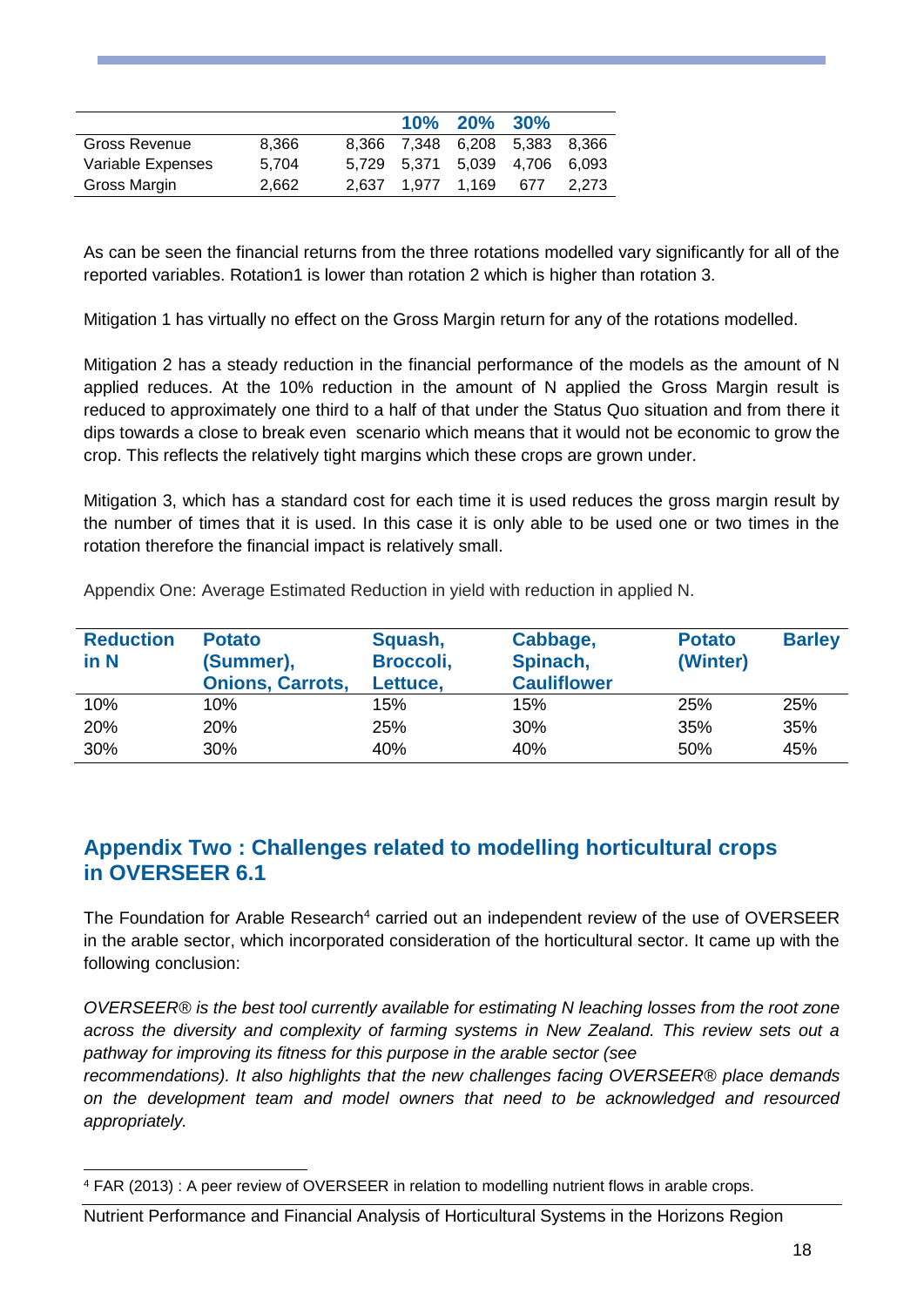| | | | 10% | 20% | 30% | |
|---|---|---|---|---|---|---|
| Gross Revenue | 8,366 | 8,366 | 7,348 | 6,208 | 5,383 | 8,366 |
| Variable Expenses | 5,704 | 5,729 | 5,371 | 5,039 | 4,706 | 6,093 |
| Gross Margin | 2,662 | 2,637 | 1,977 | 1,169 | 677 | 2,273 |

As can be seen the financial returns from the three rotations modelled vary significantly for all of the reported variables. Rotation1 is lower than rotation 2 which is higher than rotation 3.

Mitigation 1 has virtually no effect on the Gross Margin return for any of the rotations modelled.

Mitigation 2 has a steady reduction in the financial performance of the models as the amount of N applied reduces. At the 10% reduction in the amount of N applied the Gross Margin result is reduced to approximately one third to a half of that under the Status Quo situation and from there it dips towards a close to break even scenario which means that it would not be economic to grow the crop. This reflects the relatively tight margins which these crops are grown under.

Mitigation 3, which has a standard cost for each time it is used reduces the gross margin result by the number of times that it is used. In this case it is only able to be used one or two times in the rotation therefore the financial impact is relatively small.

Appendix One: Average Estimated Reduction in yield with reduction in applied N.

| Reduction in N | Potato (Summer), Onions, Carrots, | Squash, Broccoli, Lettuce, | Cabbage, Spinach, Cauliflower | Potato (Winter) | Barley |
|---|---|---|---|---|---|
| 10% | 10% | 15% | 15% | 25% | 25% |
| 20% | 20% | 25% | 30% | 35% | 35% |
| 30% | 30% | 40% | 40% | 50% | 45% |

## Appendix Two : Challenges related to modelling horticultural crops in OVERSEER 6.1

The Foundation for Arable Research[4] carried out an independent review of the use of OVERSEER in the arable sector, which incorporated consideration of the horticultural sector. It came up with the following conclusion:

*OVERSEER® is the best tool currently available for estimating N leaching losses from the root zone across the diversity and complexity of farming systems in New Zealand. This review sets out a pathway for improving its fitness for this purpose in the arable sector (see recommendations). It also highlights that the new challenges facing OVERSEER® place demands on the development team and model owners that need to be acknowledged and resourced appropriately.*

[4] FAR (2013) : A peer review of OVERSEER in relation to modelling nutrient flows in arable crops.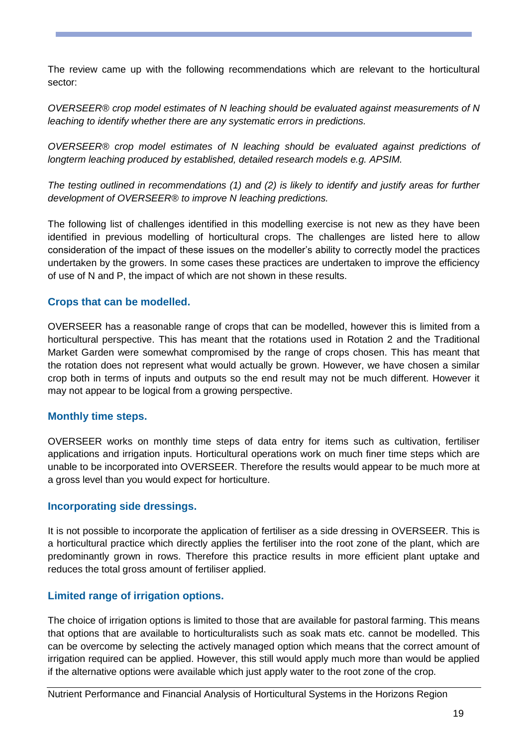The review came up with the following recommendations which are relevant to the horticultural sector:

*OVERSEER® crop model estimates of N leaching should be evaluated against measurements of N leaching to identify whether there are any systematic errors in predictions.*

*OVERSEER® crop model estimates of N leaching should be evaluated against predictions of longterm leaching produced by established, detailed research models e.g. APSIM.*

*The testing outlined in recommendations (1) and (2) is likely to identify and justify areas for further development of OVERSEER® to improve N leaching predictions.*

The following list of challenges identified in this modelling exercise is not new as they have been identified in previous modelling of horticultural crops. The challenges are listed here to allow consideration of the impact of these issues on the modeller's ability to correctly model the practices undertaken by the growers. In some cases these practices are undertaken to improve the efficiency of use of N and P, the impact of which are not shown in these results.

### Crops that can be modelled.

OVERSEER has a reasonable range of crops that can be modelled, however this is limited from a horticultural perspective. This has meant that the rotations used in Rotation 2 and the Traditional Market Garden were somewhat compromised by the range of crops chosen. This has meant that the rotation does not represent what would actually be grown. However, we have chosen a similar crop both in terms of inputs and outputs so the end result may not be much different. However it may not appear to be logical from a growing perspective.

### Monthly time steps.

OVERSEER works on monthly time steps of data entry for items such as cultivation, fertiliser applications and irrigation inputs. Horticultural operations work on much finer time steps which are unable to be incorporated into OVERSEER. Therefore the results would appear to be much more at a gross level than you would expect for horticulture.

### Incorporating side dressings.

It is not possible to incorporate the application of fertiliser as a side dressing in OVERSEER. This is a horticultural practice which directly applies the fertiliser into the root zone of the plant, which are predominantly grown in rows. Therefore this practice results in more efficient plant uptake and reduces the total gross amount of fertiliser applied.

### Limited range of irrigation options.

The choice of irrigation options is limited to those that are available for pastoral farming. This means that options that are available to horticulturalists such as soak mats etc. cannot be modelled. This can be overcome by selecting the actively managed option which means that the correct amount of irrigation required can be applied. However, this still would apply much more than would be applied if the alternative options were available which just apply water to the root zone of the crop.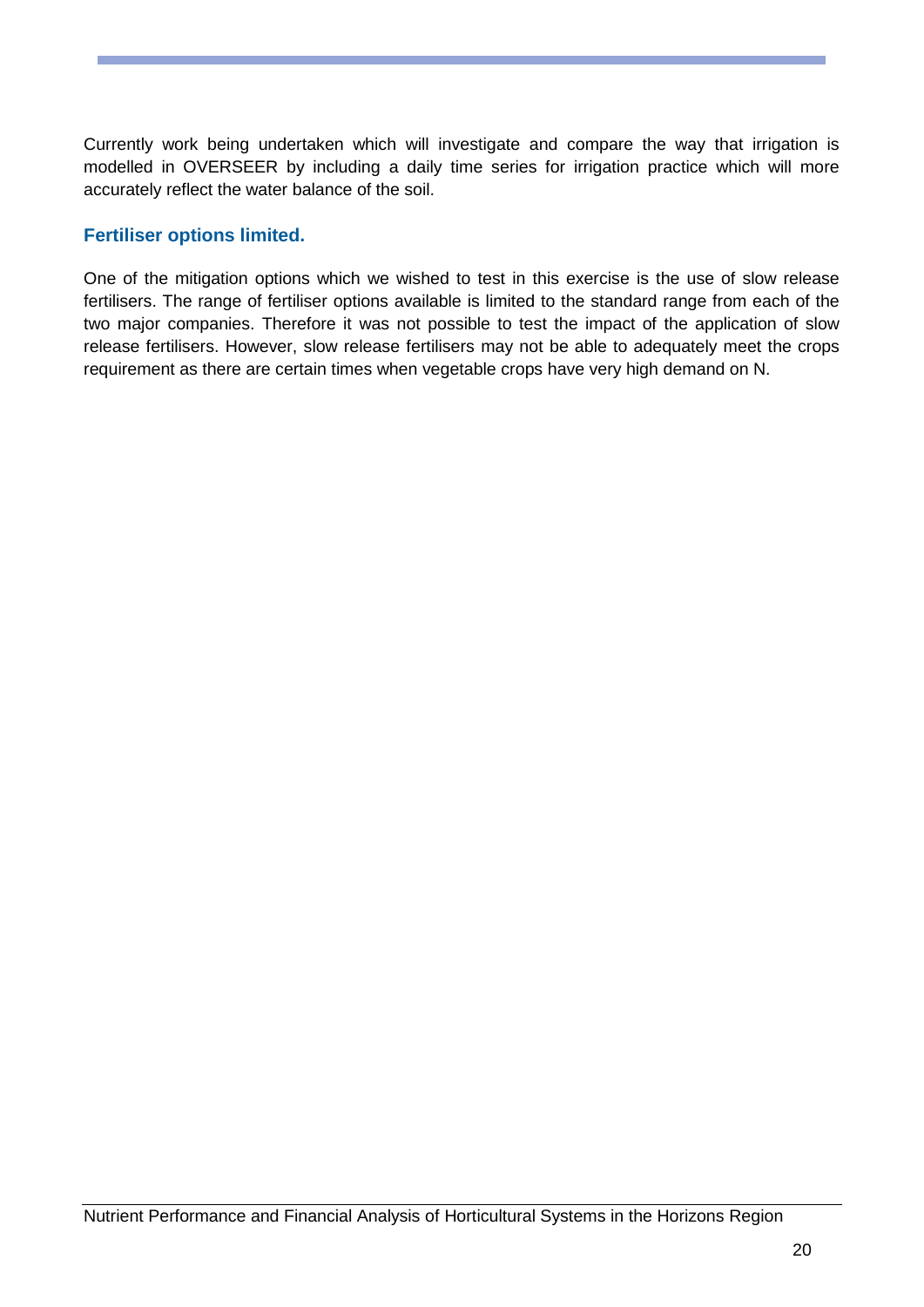Currently work being undertaken which will investigate and compare the way that irrigation is modelled in OVERSEER by including a daily time series for irrigation practice which will more accurately reflect the water balance of the soil.

### Fertiliser options limited.

One of the mitigation options which we wished to test in this exercise is the use of slow release fertilisers. The range of fertiliser options available is limited to the standard range from each of the two major companies. Therefore it was not possible to test the impact of the application of slow release fertilisers. However, slow release fertilisers may not be able to adequately meet the crops requirement as there are certain times when vegetable crops have very high demand on N.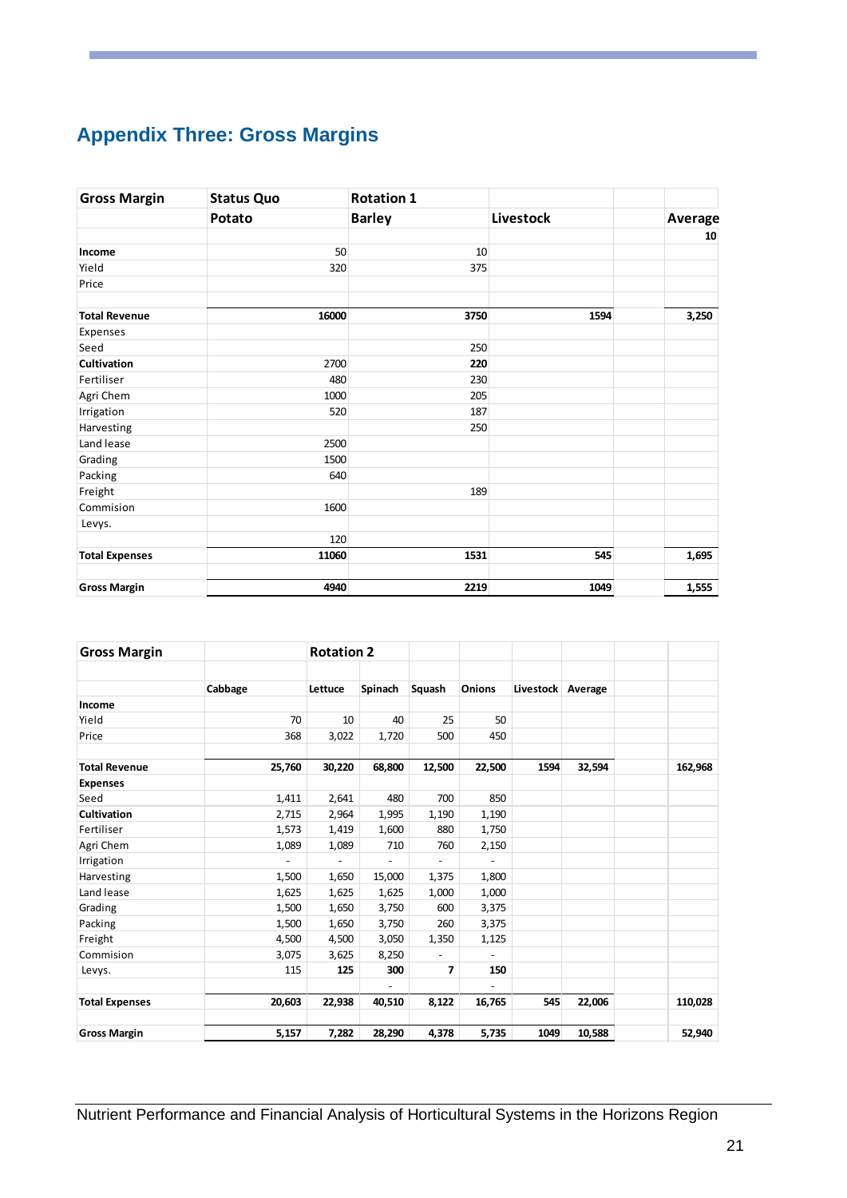# Appendix Three: Gross Margins

| Gross Margin | Status Quo | Rotation 1 | | | |
|---|---|---|---|---|---|
| | Potato | Barley | Livestock | | Average |
| | | | | | 10 |
| **Income** | 50 | 10 | | | |
| Yield | 320 | 375 | | | |
| Price | | | | | |
| | | | | | |
| **Total Revenue** | **16000** | **3750** | **1594** | | **3,250** |
| Expenses | | | | | |
| Seed | | 250 | | | |
| **Cultivation** | 2700 | **220** | | | |
| Fertiliser | 480 | 230 | | | |
| Agri Chem | 1000 | 205 | | | |
| Irrigation | 520 | 187 | | | |
| Harvesting | | 250 | | | |
| Land lease | 2500 | | | | |
| Grading | 1500 | | | | |
| Packing | 640 | | | | |
| Freight | | 189 | | | |
| Commision | 1600 | | | | |
| Levys. | | | | | |
| | 120 | | | | |
| **Total Expenses** | **11060** | **1531** | **545** | | **1,695** |
| | | | | | |
| **Gross Margin** | **4940** | **2219** | **1049** | | **1,555** |

| Gross Margin | | Rotation 2 | | | | | | | |
|---|---|---|---|---|---|---|---|---|---|
| | | | | | | | | | |
| | **Cabbage** | **Lettuce** | **Spinach** | **Squash** | **Onions** | **Livestock** | **Average** | | |
| **Income** | | | | | | | | | |
| Yield | 70 | 10 | 40 | 25 | 50 | | | | |
| Price | 368 | 3,022 | 1,720 | 500 | 450 | | | | |
| | | | | | | | | | |
| **Total Revenue** | **25,760** | **30,220** | **68,800** | **12,500** | **22,500** | **1594** | **32,594** | | **162,968** |
| **Expenses** | | | | | | | | | |
| Seed | 1,411 | 2,641 | 480 | 700 | 850 | | | | |
| **Cultivation** | 2,715 | 2,964 | 1,995 | 1,190 | 1,190 | | | | |
| Fertiliser | 1,573 | 1,419 | 1,600 | 880 | 1,750 | | | | |
| Agri Chem | 1,089 | 1,089 | 710 | 760 | 2,150 | | | | |
| Irrigation | - | - | - | - | - | | | | |
| Harvesting | 1,500 | 1,650 | 15,000 | 1,375 | 1,800 | | | | |
| Land lease | 1,625 | 1,625 | 1,625 | 1,000 | 1,000 | | | | |
| Grading | 1,500 | 1,650 | 3,750 | 600 | 3,375 | | | | |
| Packing | 1,500 | 1,650 | 3,750 | 260 | 3,375 | | | | |
| Freight | 4,500 | 4,500 | 3,050 | 1,350 | 1,125 | | | | |
| Commision | 3,075 | 3,625 | 8,250 | - | - | | | | |
| Levys. | 115 | **125** | **300** | **7** | **150** | | | | |
| | | | - | | - | | | | |
| **Total Expenses** | **20,603** | **22,938** | **40,510** | **8,122** | **16,765** | **545** | **22,006** | | **110,028** |
| | | | | | | | | | |
| **Gross Margin** | **5,157** | **7,282** | **28,290** | **4,378** | **5,735** | **1049** | **10,588** | | **52,940** |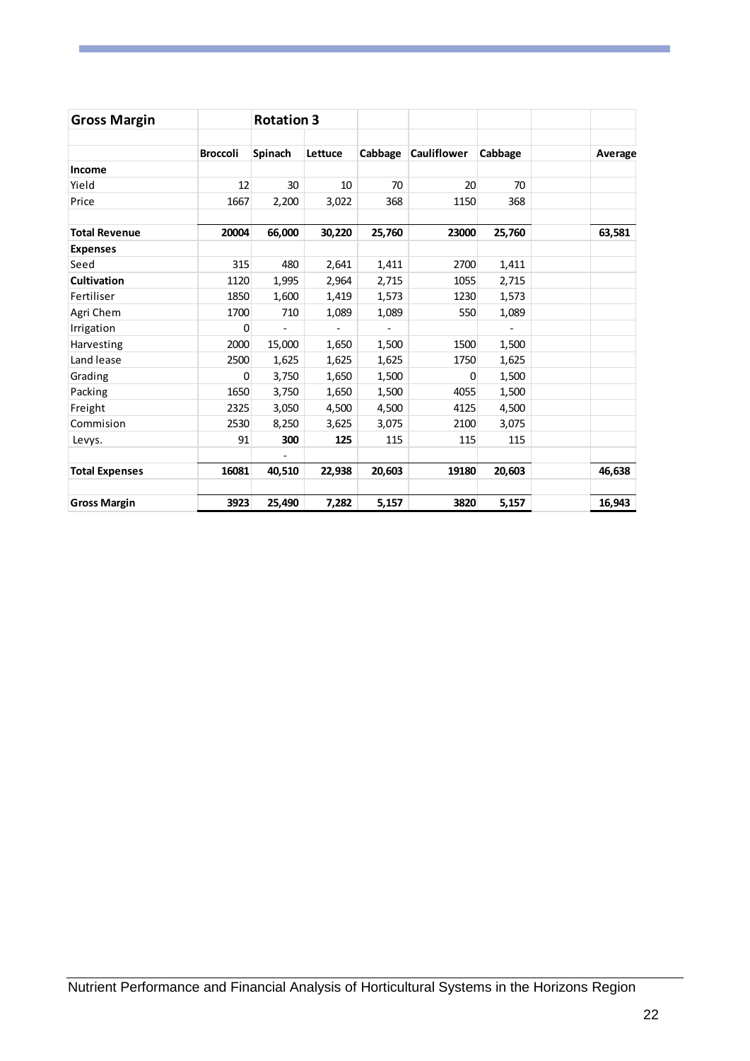| Gross Margin | | Rotation 3 | | | | | | |
|---|---|---|---|---|---|---|---|---|
| | Broccoli | Spinach | Lettuce | Cabbage | Cauliflower | Cabbage | | Average |
| **Income** | | | | | | | | |
| Yield | 12 | 30 | 10 | 70 | 20 | 70 | | |
| Price | 1667 | 2,200 | 3,022 | 368 | 1150 | 368 | | |
| | | | | | | | | |
| **Total Revenue** | **20004** | **66,000** | **30,220** | **25,760** | **23000** | **25,760** | | **63,581** |
| **Expenses** | | | | | | | | |
| Seed | 315 | 480 | 2,641 | 1,411 | 2700 | 1,411 | | |
| **Cultivation** | 1120 | 1,995 | 2,964 | 2,715 | 1055 | 2,715 | | |
| Fertiliser | 1850 | 1,600 | 1,419 | 1,573 | 1230 | 1,573 | | |
| Agri Chem | 1700 | 710 | 1,089 | 1,089 | 550 | 1,089 | | |
| Irrigation | 0 | - | - | - | | - | | |
| Harvesting | 2000 | 15,000 | 1,650 | 1,500 | 1500 | 1,500 | | |
| Land lease | 2500 | 1,625 | 1,625 | 1,625 | 1750 | 1,625 | | |
| Grading | 0 | 3,750 | 1,650 | 1,500 | 0 | 1,500 | | |
| Packing | 1650 | 3,750 | 1,650 | 1,500 | 4055 | 1,500 | | |
| Freight | 2325 | 3,050 | 4,500 | 4,500 | 4125 | 4,500 | | |
| Commision | 2530 | 8,250 | 3,625 | 3,075 | 2100 | 3,075 | | |
| Levys. | 91 | **300** | **125** | 115 | 115 | 115 | | |
| | | - | | | | | | |
| **Total Expenses** | **16081** | **40,510** | **22,938** | **20,603** | **19180** | **20,603** | | **46,638** |
| | | | | | | | | |
| **Gross Margin** | **3923** | **25,490** | **7,282** | **5,157** | **3820** | **5,157** | | **16,943** |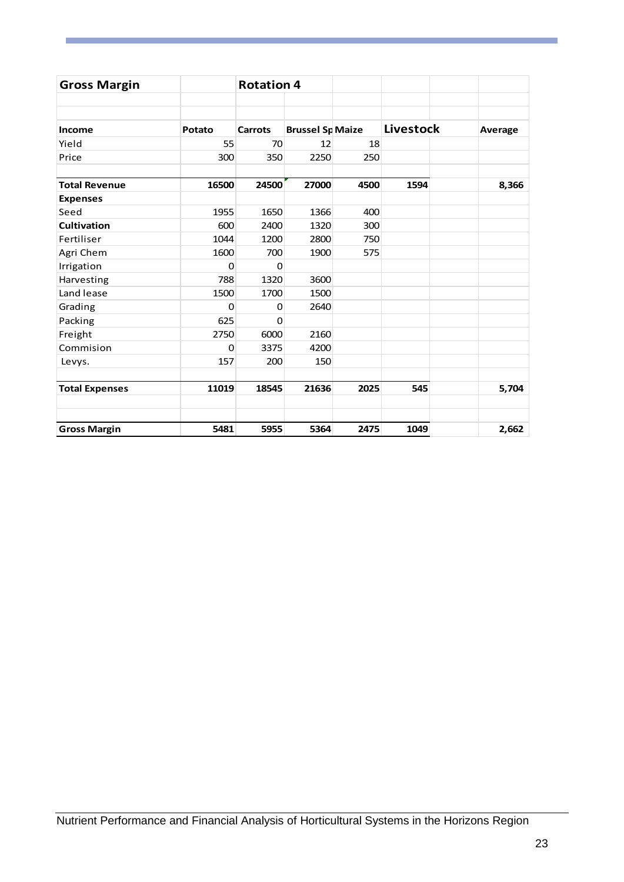| Gross Margin | | Rotation 4 | | | | | |
|---|---|---|---|---|---|---|---|
| | | | | | | | |
| | | | | | | | |
| **Income** | **Potato** | **Carrots** | **Brussel Sp** | **Maize** | **Livestock** | | **Average** |
| Yield | 55 | 70 | 12 | 18 | | | |
| Price | 300 | 350 | 2250 | 250 | | | |
| | | | | | | | |
| **Total Revenue** | **16500** | **24500** | **27000** | **4500** | **1594** | | **8,366** |
| **Expenses** | | | | | | | |
| Seed | 1955 | 1650 | 1366 | 400 | | | |
| **Cultivation** | 600 | 2400 | 1320 | 300 | | | |
| Fertiliser | 1044 | 1200 | 2800 | 750 | | | |
| Agri Chem | 1600 | 700 | 1900 | 575 | | | |
| Irrigation | 0 | 0 | | | | | |
| Harvesting | 788 | 1320 | 3600 | | | | |
| Land lease | 1500 | 1700 | 1500 | | | | |
| Grading | 0 | 0 | 2640 | | | | |
| Packing | 625 | 0 | | | | | |
| Freight | 2750 | 6000 | 2160 | | | | |
| Commision | 0 | 3375 | 4200 | | | | |
| Levys. | 157 | 200 | 150 | | | | |
| | | | | | | | |
| **Total Expenses** | **11019** | **18545** | **21636** | **2025** | **545** | | **5,704** |
| | | | | | | | |
| | | | | | | | |
| **Gross Margin** | **5481** | **5955** | **5364** | **2475** | **1049** | | **2,662** |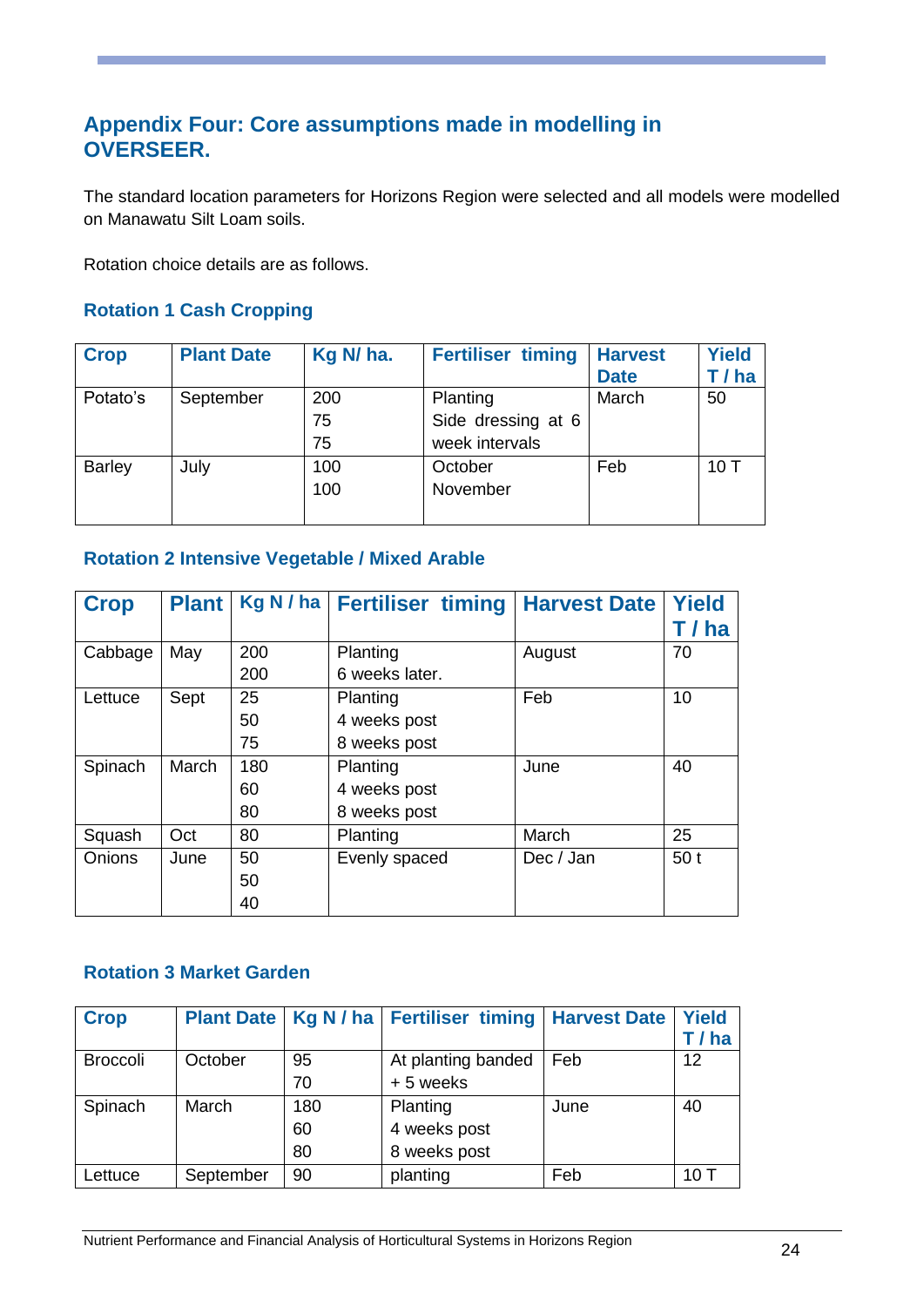## Appendix Four: Core assumptions made in modelling in OVERSEER.

The standard location parameters for Horizons Region were selected and all models were modelled on Manawatu Silt Loam soils.

Rotation choice details are as follows.

### Rotation 1 Cash Cropping

| Crop | Plant Date | Kg N/ ha. | Fertiliser timing | Harvest Date | Yield T / ha |
|---|---|---|---|---|---|
| Potato's | September | 200<br>75<br>75 | Planting<br>Side dressing at 6 week intervals | March | 50 |
| Barley | July | 100<br>100 | October<br>November | Feb | 10 T |

### Rotation 2 Intensive Vegetable / Mixed Arable

| Crop | Plant | Kg N / ha | Fertiliser timing | Harvest Date | Yield T / ha |
|---|---|---|---|---|---|
| Cabbage | May | 200<br>200 | Planting<br>6 weeks later. | August | 70 |
| Lettuce | Sept | 25<br>50<br>75 | Planting<br>4 weeks post<br>8 weeks post | Feb | 10 |
| Spinach | March | 180<br>60<br>80 | Planting<br>4 weeks post<br>8 weeks post | June | 40 |
| Squash | Oct | 80 | Planting | March | 25 |
| Onions | June | 50<br>50<br>40 | Evenly spaced | Dec / Jan | 50 t |

### Rotation 3 Market Garden

| Crop | Plant Date | Kg N / ha | Fertiliser timing | Harvest Date | Yield T / ha |
|---|---|---|---|---|---|
| Broccoli | October | 95<br>70 | At planting banded<br>+ 5 weeks | Feb | 12 |
| Spinach | March | 180<br>60<br>80 | Planting<br>4 weeks post<br>8 weeks post | June | 40 |
| Lettuce | September | 90 | planting | Feb | 10 T |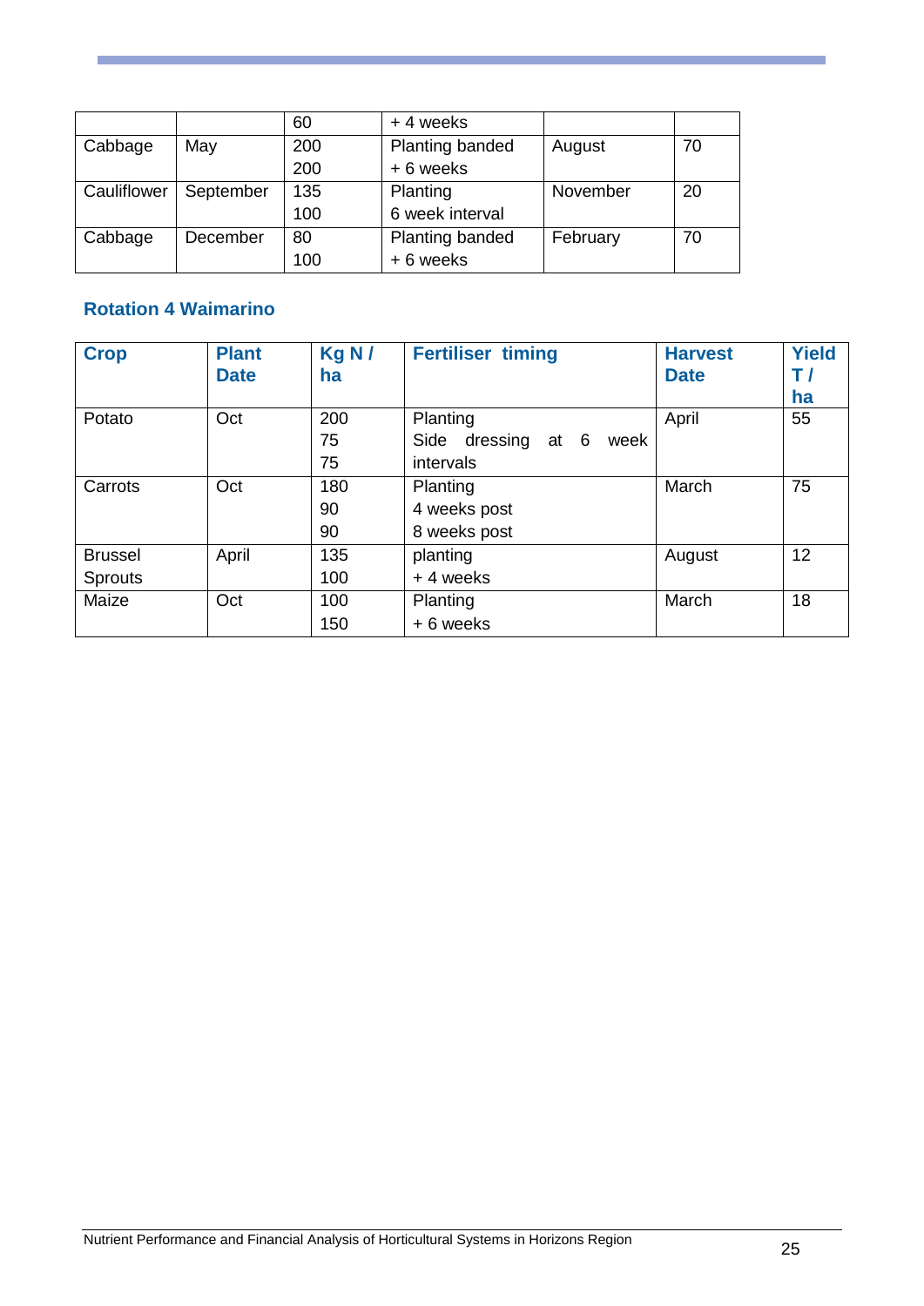| | | | | | |
|---|---|---|---|---|---|
| | | 60 | + 4 weeks | | |
| Cabbage | May | 200<br>200 | Planting banded<br>+ 6 weeks | August | 70 |
| Cauliflower | September | 135<br>100 | Planting<br>6 week interval | November | 20 |
| Cabbage | December | 80<br>100 | Planting banded<br>+ 6 weeks | February | 70 |

### Rotation 4 Waimarino

| Crop | Plant Date | Kg N / ha | Fertiliser timing | Harvest Date | Yield T / ha |
|---|---|---|---|---|---|
| Potato | Oct | 200<br>75<br>75 | Planting<br>Side dressing at 6 week intervals | April | 55 |
| Carrots | Oct | 180<br>90<br>90 | Planting<br>4 weeks post<br>8 weeks post | March | 75 |
| Brussel Sprouts | April | 135<br>100 | planting<br>+ 4 weeks | August | 12 |
| Maize | Oct | 100<br>150 | Planting<br>+ 6 weeks | March | 18 |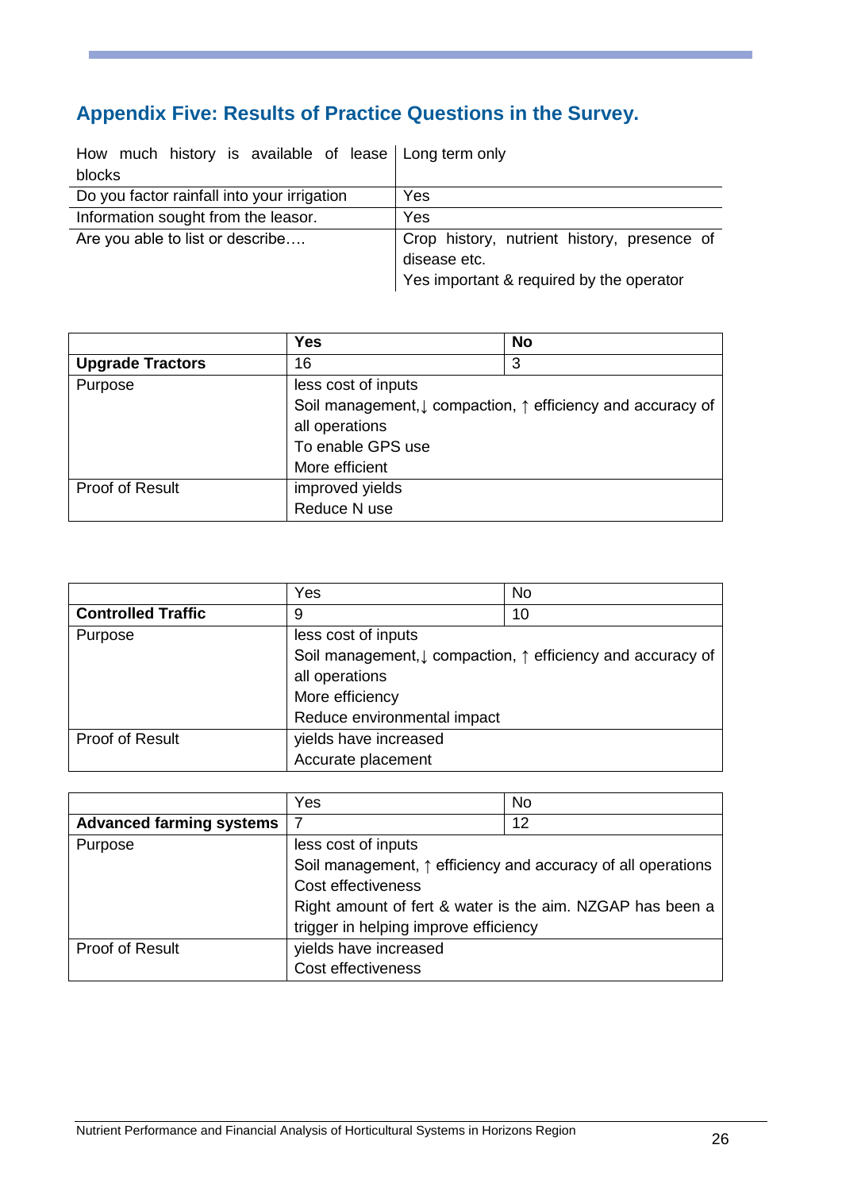## Appendix Five: Results of Practice Questions in the Survey.

| | |
|---|---|
| How much history is available of lease blocks | Long term only |
| Do you factor rainfall into your irrigation | Yes |
| Information sought from the leasor. | Yes |
| Are you able to list or describe…. | Crop history, nutrient history, presence of disease etc.<br>Yes important & required by the operator |

| | **Yes** | **No** |
|---|---|---|
| **Upgrade Tractors** | 16 | 3 |
| Purpose | less cost of inputs<br>Soil management,↓ compaction, ↑ efficiency and accuracy of all operations<br>To enable GPS use<br>More efficient | |
| Proof of Result | improved yields<br>Reduce N use | |

| | Yes | No |
|---|---|---|
| **Controlled Traffic** | 9 | 10 |
| Purpose | less cost of inputs<br>Soil management,↓ compaction, ↑ efficiency and accuracy of all operations<br>More efficiency<br>Reduce environmental impact | |
| Proof of Result | yields have increased<br>Accurate placement | |

| | Yes | No |
|---|---|---|
| **Advanced farming systems** | 7 | 12 |
| Purpose | less cost of inputs<br>Soil management, ↑ efficiency and accuracy of all operations<br>Cost effectiveness<br>Right amount of fert & water is the aim. NZGAP has been a trigger in helping improve efficiency | |
| Proof of Result | yields have increased<br>Cost effectiveness | |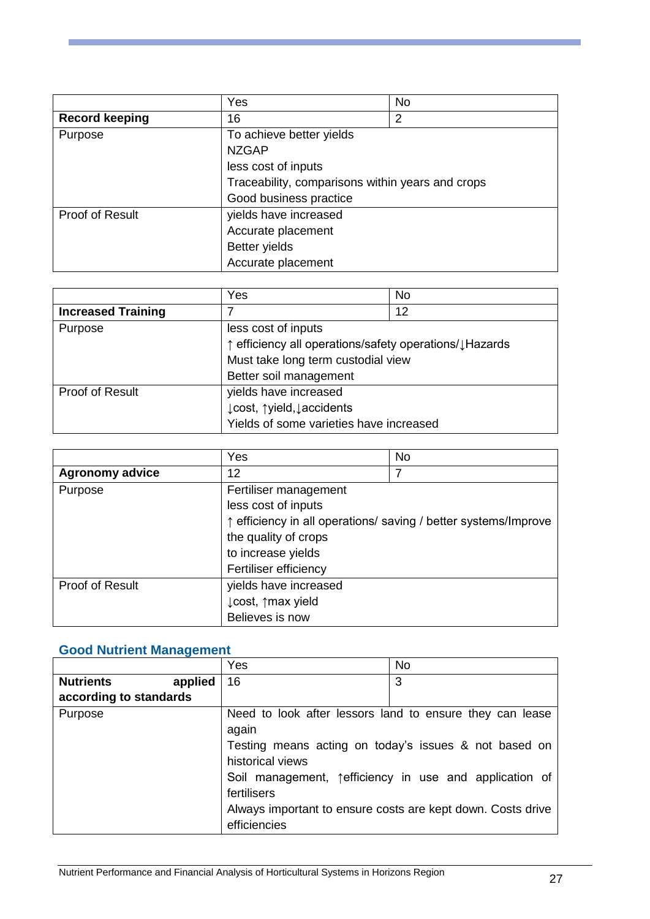| | Yes | No |
|---|---|---|
| **Record keeping** | 16 | 2 |
| Purpose | To achieve better yields<br>NZGAP<br>less cost of inputs<br>Traceability, comparisons within years and crops<br>Good business practice | |
| Proof of Result | yields have increased<br>Accurate placement<br>Better yields<br>Accurate placement | |

| | Yes | No |
|---|---|---|
| **Increased Training** | 7 | 12 |
| Purpose | less cost of inputs<br>↑ efficiency all operations/safety operations/↓Hazards<br>Must take long term custodial view<br>Better soil management | |
| Proof of Result | yields have increased<br>↓cost, ↑yield,↓accidents<br>Yields of some varieties have increased | |

| | Yes | No |
|---|---|---|
| **Agronomy advice** | 12 | 7 |
| Purpose | Fertiliser management<br>less cost of inputs<br>↑ efficiency in all operations/ saving / better systems/Improve the quality of crops<br>to increase yields<br>Fertiliser efficiency | |
| Proof of Result | yields have increased<br>↓cost, ↑max yield<br>Believes is now | |

## Good Nutrient Management

| | Yes | No |
|---|---|---|
| **Nutrients applied according to standards** | 16 | 3 |
| Purpose | Need to look after lessors land to ensure they can lease again<br>Testing means acting on today's issues & not based on historical views<br>Soil management, ↑efficiency in use and application of fertilisers<br>Always important to ensure costs are kept down. Costs drive efficiencies | |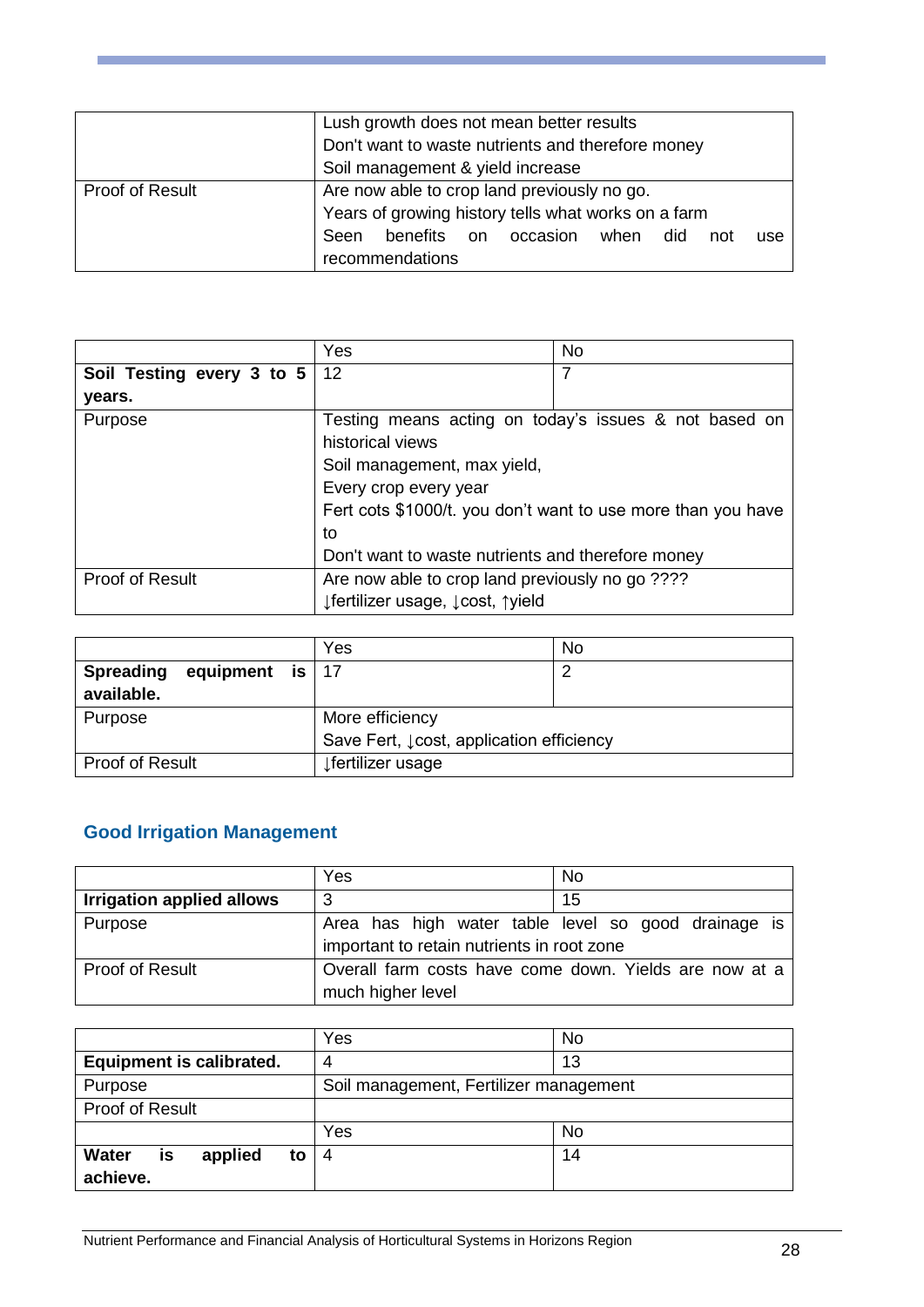|  |  |
|---|---|
|  | Lush growth does not mean better results<br>Don't want to waste nutrients and therefore money<br>Soil management & yield increase |
| Proof of Result | Are now able to crop land previously no go.<br>Years of growing history tells what works on a farm<br>Seen benefits on occasion when did not use recommendations |

|  | Yes | No |
|---|---|---|
| **Soil Testing every 3 to 5 years.** | 12 | 7 |
| Purpose | Testing means acting on today's issues & not based on historical views<br>Soil management, max yield,<br>Every crop every year<br>Fert cots $1000/t. you don't want to use more than you have to<br>Don't want to waste nutrients and therefore money | |
| Proof of Result | Are now able to crop land previously no go ????<br>↓fertilizer usage, ↓cost, ↑yield | |

|  | Yes | No |
|---|---|---|
| **Spreading equipment is available.** | 17 | 2 |
| Purpose | More efficiency<br>Save Fert, ↓cost, application efficiency | |
| Proof of Result | ↓fertilizer usage | |

## Good Irrigation Management

|  | Yes | No |
|---|---|---|
| **Irrigation applied allows** | 3 | 15 |
| Purpose | Area has high water table level so good drainage is important to retain nutrients in root zone | |
| Proof of Result | Overall farm costs have come down. Yields are now at a much higher level | |

|  | Yes | No |
|---|---|---|
| **Equipment is calibrated.** | 4 | 13 |
| Purpose | Soil management, Fertilizer management | |
| Proof of Result | | |
|  | Yes | No |
| **Water is applied to achieve.** | 4 | 14 |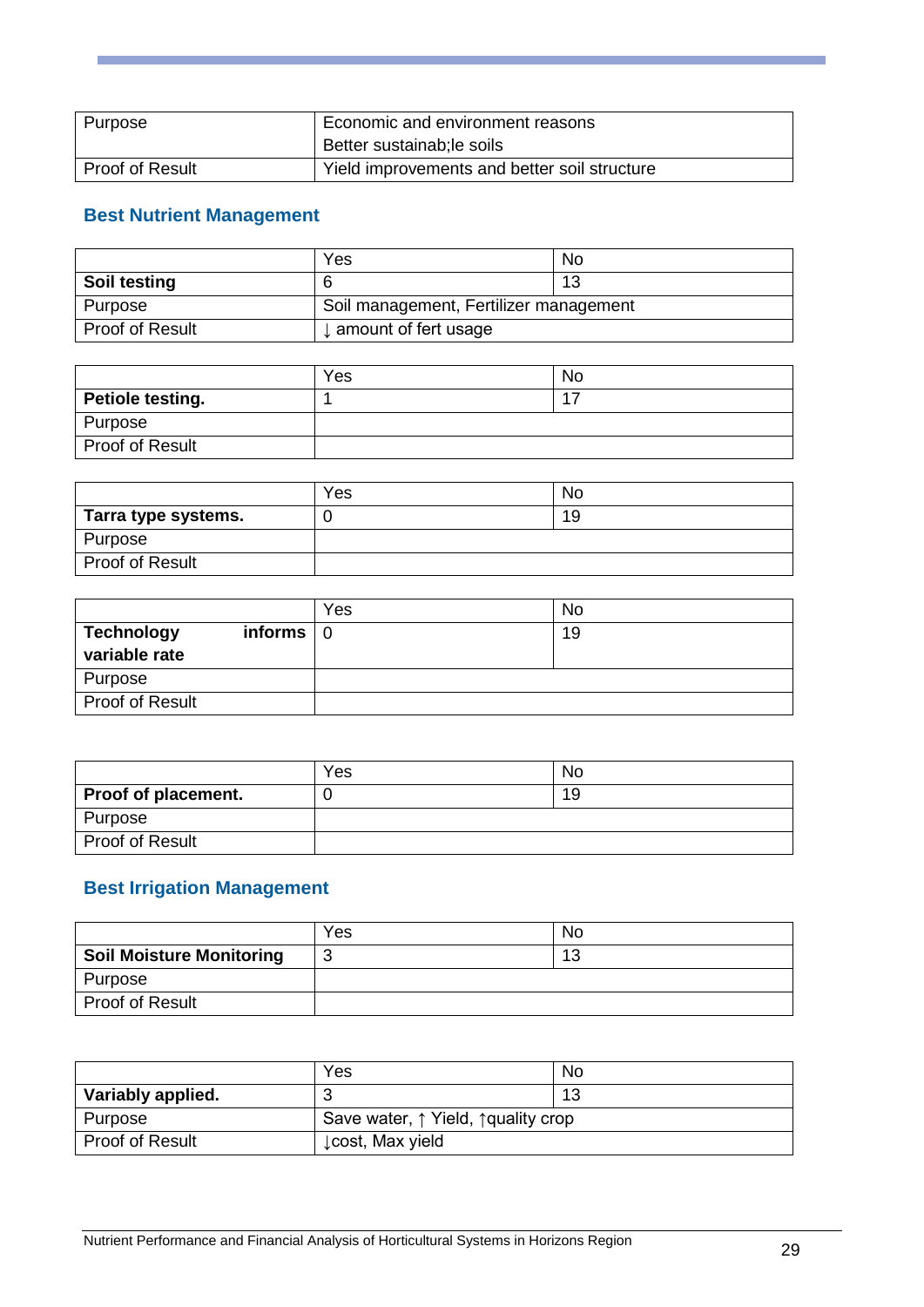| Purpose | Economic and environment reasons<br>Better sustainab;le soils |
|---|---|
| Proof of Result | Yield improvements and better soil structure |

## Best Nutrient Management

| | Yes | No |
|---|---|---|
| **Soil testing** | 6 | 13 |
| Purpose | Soil management, Fertilizer management | |
| Proof of Result | ↓ amount of fert usage | |

| | Yes | No |
|---|---|---|
| **Petiole testing.** | 1 | 17 |
| Purpose | | |
| Proof of Result | | |

| | Yes | No |
|---|---|---|
| **Tarra type systems.** | 0 | 19 |
| Purpose | | |
| Proof of Result | | |

| | Yes | No |
|---|---|---|
| **Technology informs variable rate** | 0 | 19 |
| Purpose | | |
| Proof of Result | | |

| | Yes | No |
|---|---|---|
| **Proof of placement.** | 0 | 19 |
| Purpose | | |
| Proof of Result | | |

## Best Irrigation Management

| | Yes | No |
|---|---|---|
| **Soil Moisture Monitoring** | 3 | 13 |
| Purpose | | |
| Proof of Result | | |

| | Yes | No |
|---|---|---|
| **Variably applied.** | 3 | 13 |
| Purpose | Save water, ↑ Yield, ↑quality crop | |
| Proof of Result | ↓cost, Max yield | |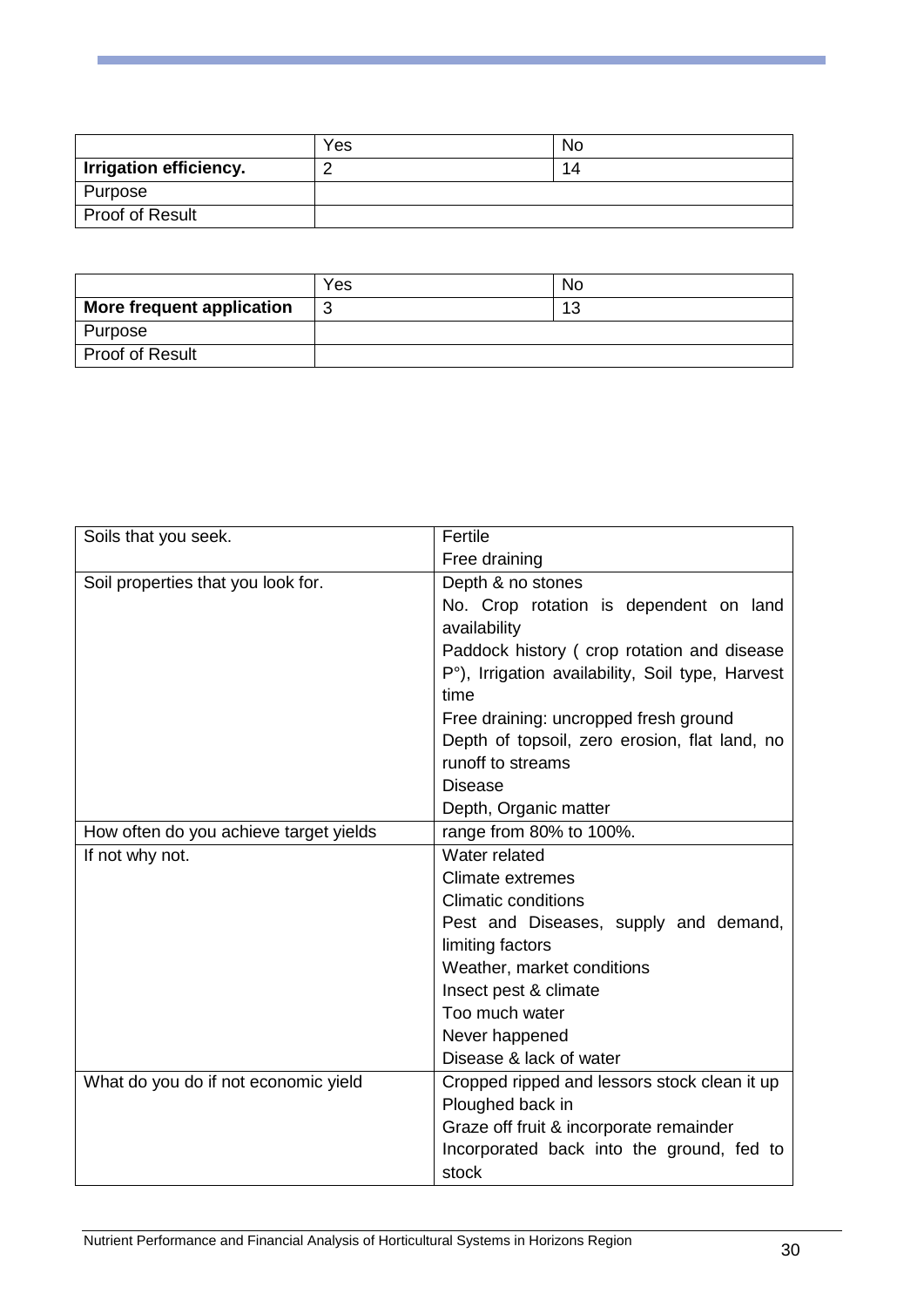| | Yes | No |
|---|---|---|
| **Irrigation efficiency.** | 2 | 14 |
| Purpose | | |
| Proof of Result | | |

| | Yes | No |
|---|---|---|
| **More frequent application** | 3 | 13 |
| Purpose | | |
| Proof of Result | | |

| | |
|---|---|
| Soils that you seek. | Fertile<br>Free draining |
| Soil properties that you look for. | Depth & no stones<br>No. Crop rotation is dependent on land availability<br>Paddock history ( crop rotation and disease P°), Irrigation availability, Soil type, Harvest time<br>Free draining: uncropped fresh ground<br>Depth of topsoil, zero erosion, flat land, no runoff to streams<br>Disease<br>Depth, Organic matter |
| How often do you achieve target yields | range from 80% to 100%. |
| If not why not. | Water related<br>Climate extremes<br>Climatic conditions<br>Pest and Diseases, supply and demand, limiting factors<br>Weather, market conditions<br>Insect pest & climate<br>Too much water<br>Never happened<br>Disease & lack of water |
| What do you do if not economic yield | Cropped ripped and lessors stock clean it up<br>Ploughed back in<br>Graze off fruit & incorporate remainder<br>Incorporated back into the ground, fed to stock |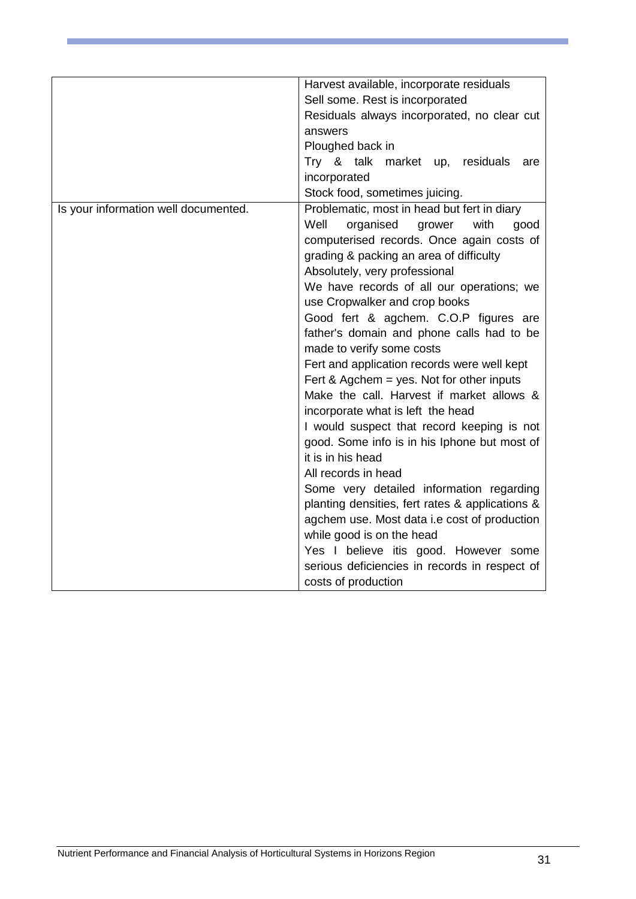| | |
|---|---|
| | Harvest available, incorporate residuals<br>Sell some. Rest is incorporated<br>Residuals always incorporated, no clear cut answers<br>Ploughed back in<br>Try & talk market up, residuals are incorporated<br>Stock food, sometimes juicing. |
| Is your information well documented. | Problematic, most in head but fert in diary<br>Well organised grower with good computerised records. Once again costs of grading & packing an area of difficulty<br>Absolutely, very professional<br>We have records of all our operations; we use Cropwalker and crop books<br>Good fert & agchem. C.O.P figures are father's domain and phone calls had to be made to verify some costs<br>Fert and application records were well kept<br>Fert & Agchem = yes. Not for other inputs<br>Make the call. Harvest if market allows & incorporate what is left the head<br>I would suspect that record keeping is not good. Some info is in his Iphone but most of it is in his head<br>All records in head<br>Some very detailed information regarding planting densities, fert rates & applications & agchem use. Most data i.e cost of production while good is on the head<br>Yes I believe itis good. However some serious deficiencies in records in respect of costs of production |